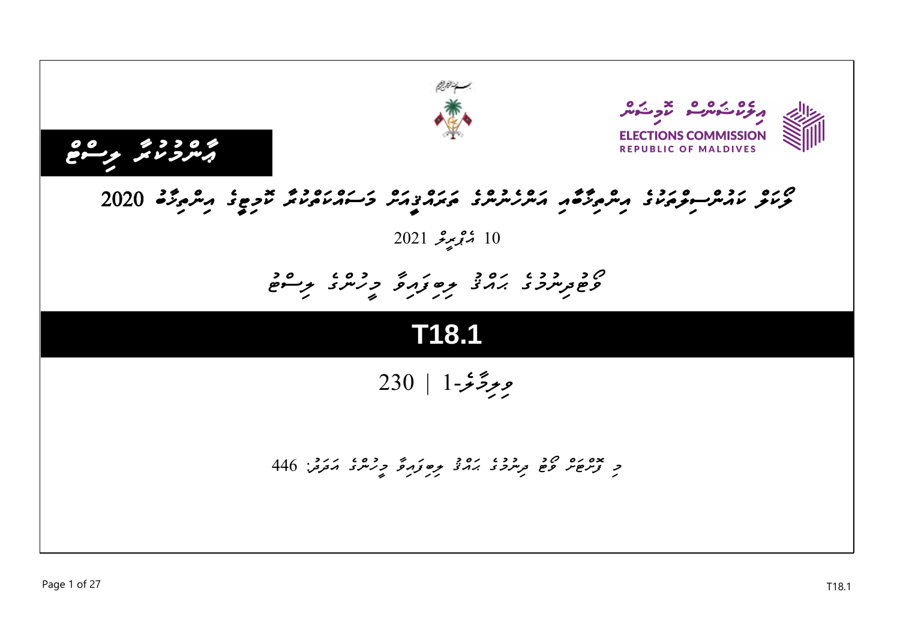އިލެކްޝަންސް ކޮމިޝަން

ELECTIONS COMMISSION
REPUBLIC OF MALDIVES

އާންމުކުރާ ލިސްޓު

# ލޯކަލް ކައުންސިލްތަކުގެ އިންތިޚާބާއި އަންހެނުންގެ ތަރައްޤީއަށް މަސައްކަތްކުރާ ކޮމިޓީގެ އިންތިޚާބު 2020

10 އެޕްރީލް 2021

ވޯޓުދިނުމުގެ ޙައްޤު ލިބިފައިވާ މީހުންގެ ލިސްޓު

# T18.1

ވިލިމާލެ-1 | 230

މި ފޮނޑަށް ވޯޓު ދިނުމުގެ ޙައްޤު ލިބިފައިވާ މީހުންގެ އަދަދު: 446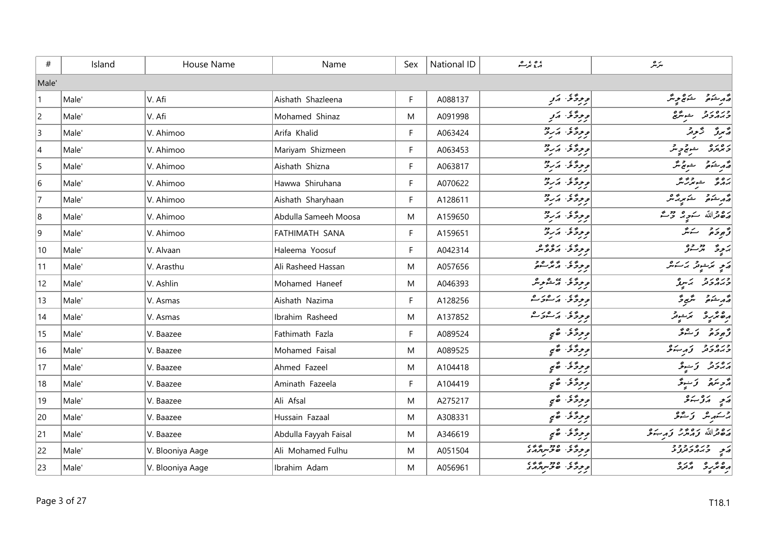| # | Island | House Name | Name | Sex | National ID | ދާއިރާ | ނަން |
|---|---|---|---|---|---|---|---|
| Male' | | | | | | | |
| 1 | Male' | V. Afi | Aishath Shazleena | F | A088137 | ވިލިމާލެ. އަފި | އާއިޝަތު ޝަޒްލީނާ |
| 2 | Male' | V. Afi | Mohamed Shinaz | M | A091998 | ވިލިމާލެ. އަފި | މުޙައްމަދު ޝިނާޒް |
| 3 | Male' | V. Ahimoo | Arifa Khalid | F | A063424 | ވިލިމާލެ. އަހިމޫ | އާރިފާ ޚާލިދު |
| 4 | Male' | V. Ahimoo | Mariyam Shizmeen | F | A063453 | ވިލިމާލެ. އަހިމޫ | މަރިޔަމް ޝިޒްމީން |
| 5 | Male' | V. Ahimoo | Aishath Shizna | F | A063817 | ވިލިމާލެ. އަހިމޫ | އާއިޝަތު ޝިޒްނާ |
| 6 | Male' | V. Ahimoo | Hawwa Shiruhana | F | A070622 | ވިލިމާލެ. އަހިމޫ | ހައްވާ ޝިރުހާނާ |
| 7 | Male' | V. Ahimoo | Aishath Sharyhaan | F | A128611 | ވިލިމާލެ. އަހިމޫ | އާއިޝަތު ޝަރީހާން |
| 8 | Male' | V. Ahimoo | Abdulla Sameeh Moosa | M | A159650 | ވިލިމާލެ. އަހިމޫ | އަބްދުﷲ ސަމީހު މޫސާ |
| 9 | Male' | V. Ahimoo | FATHIMATH SANA | F | A159651 | ވިލިމާލެ. އަހިމޫ | ފާތިމަތު ސަނާ |
| 10 | Male' | V. Alvaan | Haleema Yoosuf | F | A042314 | ވިލިމާލެ. އަލްވާން | ހަލީމާ ޔޫސުފް |
| 11 | Male' | V. Arasthu | Ali Rasheed Hassan | M | A057656 | ވިލިމާލެ. އާރަސްތު | އަލި ރަޝީދު ހަސަން |
| 12 | Male' | V. Ashlin | Mohamed Haneef | M | A046393 | ވިލިމާލެ. އޭޝްލިން | މުޙައްމަދު ހަނީފް |
| 13 | Male' | V. Asmas | Aishath Nazima | F | A128256 | ވިލިމާލެ. އަސްމަސް | އާއިޝަތު ނާޒިމާ |
| 14 | Male' | V. Asmas | Ibrahim Rasheed | M | A137852 | ވިލިމާލެ. އަސްމަސް | އިބްރާހީމް ރަޝީދު |
| 15 | Male' | V. Baazee | Fathimath Fazla | F | A089524 | ވިލިމާލެ. ބާޒީ | ފާތިމަތު ފަޟްލާ |
| 16 | Male' | V. Baazee | Mohamed Faisal | M | A089525 | ވިލިމާލެ. ބާޒީ | މުޙައްމަދު ފައިސަލް |
| 17 | Male' | V. Baazee | Ahmed Fazeel | M | A104418 | ވިލިމާލެ. ބާޒީ | އަޙްމަދު ފަޟީލް |
| 18 | Male' | V. Baazee | Aminath Fazeela | F | A104419 | ވިލިމާލެ. ބާޒީ | އާމިނަތު ފަޟީލާ |
| 19 | Male' | V. Baazee | Ali Afsal | M | A275217 | ވިލިމާލެ. ބާޒީ | އަލި އަފްސަލް |
| 20 | Male' | V. Baazee | Hussain Fazaal | M | A308331 | ވިލިމާލެ. ބާޒީ | ހުސައިން ފަޟާލް |
| 21 | Male' | V. Baazee | Abdulla Fayyah Faisal | M | A346619 | ވިލިމާލެ. ބާޒީ | އަބްދުﷲ ފައްޔާޙް ފައިސަލް |
| 22 | Male' | V. Blooniya Aage | Ali Mohamed Fulhu | M | A051504 | ވިލިމާލެ. ބްލޫނިޔާއާގެ | އަލި މުޙައްމަދުފުޅު |
| 23 | Male' | V. Blooniya Aage | Ibrahim Adam | M | A056961 | ވިލިމާލެ. ބްލޫނިޔާއާގެ | އިބްރާހީމް އާދަމް |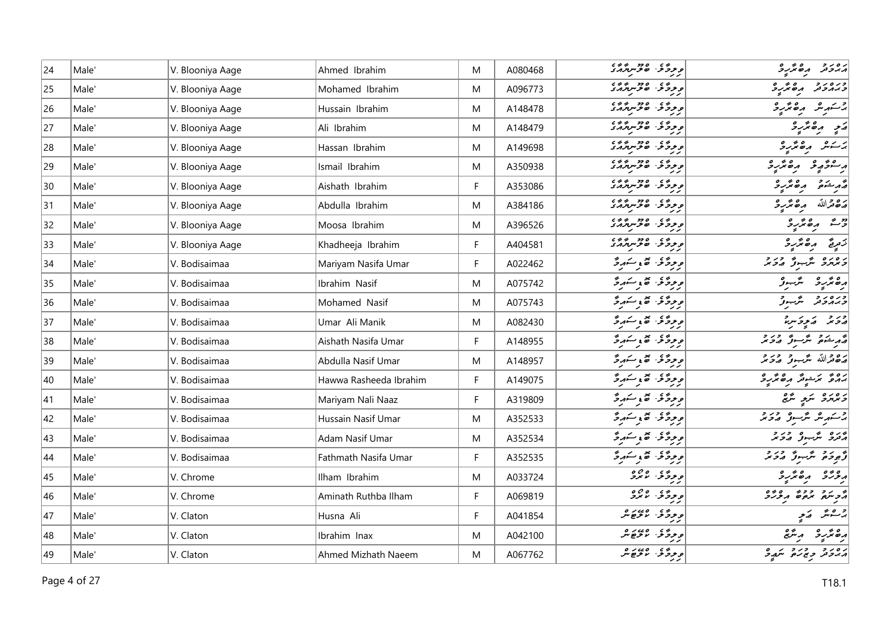| | | | | | | | |
|---|---|---|---|---|---|---|---|
| 24 | Male' | V. Blooniya Aage | Ahmed Ibrahim | M | A080468 | وِ.ބުލޫނިޔާއާގެ | އަހުމަދު އިބްރާހީމް |
| 25 | Male' | V. Blooniya Aage | Mohamed Ibrahim | M | A096773 | وِ.ބުލޫނިޔާއާގެ | މުޙައްމަދު އިބްރާހީމް |
| 26 | Male' | V. Blooniya Aage | Hussain Ibrahim | M | A148478 | وِ.ބުލޫނިޔާއާގެ | ޙުސައިން އިބްރާހީމް |
| 27 | Male' | V. Blooniya Aage | Ali Ibrahim | M | A148479 | وِ.ބުލޫނިޔާއާގެ | ޢަލީ އިބްރާހީމް |
| 28 | Male' | V. Blooniya Aage | Hassan Ibrahim | M | A149698 | وِ.ބުލޫނިޔާއާގެ | ޙަސަން އިބްރާހީމް |
| 29 | Male' | V. Blooniya Aage | Ismail Ibrahim | M | A350938 | وِ.ބުލޫނިޔާއާގެ | އިސްމާޢީލް އިބްރާހީމް |
| 30 | Male' | V. Blooniya Aage | Aishath Ibrahim | F | A353086 | وِ.ބުލޫނިޔާއާގެ | ޢާއިޝަތު އިބްރާހީމް |
| 31 | Male' | V. Blooniya Aage | Abdulla Ibrahim | M | A384186 | وِ.ބުލޫނިޔާއާގެ | ޢަބްދުﷲ އިބްރާހީމް |
| 32 | Male' | V. Blooniya Aage | Moosa Ibrahim | M | A396526 | وِ.ބުލޫނިޔާއާގެ | މޫސާ އިބްރާހީމް |
| 33 | Male' | V. Blooniya Aage | Khadheeja Ibrahim | F | A404581 | وِ.ބުލޫނިޔާއާގެ | ޚަދީޖާ އިބްރާހީމް |
| 34 | Male' | V. Bodisaimaa | Mariyam Nasifa Umar | F | A022462 | وِ.ބޮޑިސައިމާ | މަރިޔަމް ނާޞިފާ ޢުމަރު |
| 35 | Male' | V. Bodisaimaa | Ibrahim Nasif | M | A075742 | وِ.ބޮޑިސައިމާ | އިބްރާހީމް ނާޞިފް |
| 36 | Male' | V. Bodisaimaa | Mohamed Nasif | M | A075743 | وِ.ބޮޑިސައިމާ | މުޙައްމަދު ނާޞިފް |
| 37 | Male' | V. Bodisaimaa | Umar Ali Manik | M | A082430 | وِ.ބޮޑިސައިމާ | ޢުމަރު ޢަލީމަނިކު |
| 38 | Male' | V. Bodisaimaa | Aishath Nasifa Umar | F | A148955 | وِ.ބޮޑިސައިމާ | ޢާއިޝަތު ނާޞިފާ ޢުމަރު |
| 39 | Male' | V. Bodisaimaa | Abdulla Nasif Umar | M | A148957 | وِ.ބޮޑިސައިމާ | ޢަބްދުﷲ ނާޞިފް ޢުމަރު |
| 40 | Male' | V. Bodisaimaa | Hawwa Rasheeda Ibrahim | F | A149075 | وِ.ބޮޑިސައިމާ | ޙައްވާ ރަޝީދާ އިބްރާހީމް |
| 41 | Male' | V. Bodisaimaa | Mariyam Nali Naaz | F | A319809 | وِ.ބޮޑިސައިމާ | މަރިޔަމް ނަލި ނާޒް |
| 42 | Male' | V. Bodisaimaa | Hussain Nasif Umar | M | A352533 | وِ.ބޮޑިސައިމާ | ޙުސައިން ނާޞިފް ޢުމަރު |
| 43 | Male' | V. Bodisaimaa | Adam Nasif Umar | M | A352534 | وِ.ބޮޑިސައިމާ | އާދަމް ނާޞިފް ޢުމަރު |
| 44 | Male' | V. Bodisaimaa | Fathmath Nasifa Umar | F | A352535 | وِ.ބޮޑިސައިމާ | ފާޠިމަތު ނާޞިފާ ޢުމަރު |
| 45 | Male' | V. Chrome | Ilham Ibrahim | M | A033724 | وِ.ކްރޯމް | އިލްހާމް އިބްރާހީމް |
| 46 | Male' | V. Chrome | Aminath Ruthba Ilham | F | A069819 | وِ.ކްރޯމް | އާމިނަތު ރުތުބާ އިލްހާމް |
| 47 | Male' | V. Claton | Husna Ali | F | A041854 | وِ.ކްލޭޓަން | ޙުސްނާ ޢަލީ |
| 48 | Male' | V. Claton | Ibrahim Inax | M | A042100 | وِ.ކްލޭޓަން | އިބްރާހީމް އިނަކްސް |
| 49 | Male' | V. Claton | Ahmed Mizhath Naeem | M | A067762 | وِ.ކްލޭޓަން | އަހުމަދު މިޒްހަތު ނައީމް |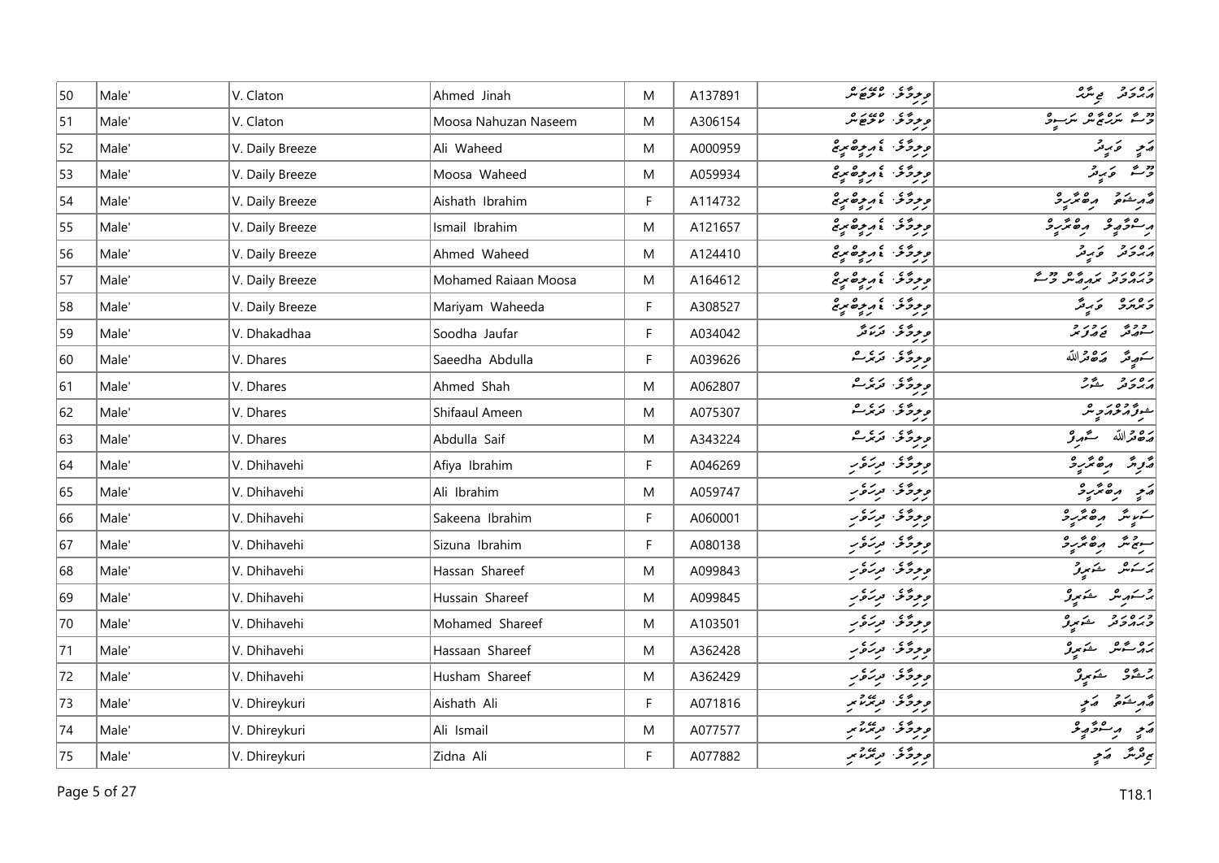| | | | | | | | |
|---|---|---|---|---|---|---|---|
| 50 | Male' | V. Claton | Ahmed Jinah | M | A137891 | ވިލިމާލެ. ކްލޭޓަން | އަހުމަދު ޖިނާހު |
| 51 | Male' | V. Claton | Moosa Nahuzan Naseem | M | A306154 | ވިލިމާލެ. ކްލޭޓަން | މޫސާ ނަހުޒާން ނަސީމް |
| 52 | Male' | V. Daily Breeze | Ali Waheed | M | A000959 | ވިލިމާލެ. ޑެއިލީބްރީޒް | އަލި ވަހީދު |
| 53 | Male' | V. Daily Breeze | Moosa Waheed | M | A059934 | ވިލިމާލެ. ޑެއިލީބްރީޒް | މޫސާ ވަހީދު |
| 54 | Male' | V. Daily Breeze | Aishath Ibrahim | F | A114732 | ވިލިމާލެ. ޑެއިލީބްރީޒް | އައިށަތު އިބްރާހީމް |
| 55 | Male' | V. Daily Breeze | Ismail Ibrahim | M | A121657 | ވިލިމާލެ. ޑެއިލީބްރީޒް | އިސްމާއީލް އިބްރާހީމް |
| 56 | Male' | V. Daily Breeze | Ahmed Waheed | M | A124410 | ވިލިމާލެ. ޑެއިލީބްރީޒް | އަހުމަދު ވަހީދު |
| 57 | Male' | V. Daily Breeze | Mohamed Raiaan Moosa | M | A164612 | ވިލިމާލެ. ޑެއިލީބްރީޒް | މުހައްމަދު ރައިޔާން މޫސާ |
| 58 | Male' | V. Daily Breeze | Mariyam Waheeda | F | A308527 | ވިލިމާލެ. ޑެއިލީބްރީޒް | މަރިޔަމް ވަހީދާ |
| 59 | Male' | V. Dhakadhaa | Soodha Jaufar | F | A034042 | ވިލިމާލެ. ދަކަދާ | ސޫދާ ޖައުފަރު |
| 60 | Male' | V. Dhares | Saeedha Abdulla | F | A039626 | ވިލިމާލެ. ދަރެސް | ސައީދާ އަބްދުﷲ |
| 61 | Male' | V. Dhares | Ahmed Shah | M | A062807 | ވިލިމާލެ. ދަރެސް | އަހުމަދު ޝާހު |
| 62 | Male' | V. Dhares | Shifaaul Ameen | M | A075307 | ވިލިމާލެ. ދަރެސް | ޝިފާއުލްއަމީން |
| 63 | Male' | V. Dhares | Abdulla Saif | M | A343224 | ވިލިމާލެ. ދަރެސް | އަބްދުﷲ ސައިފު |
| 64 | Male' | V. Dhihavehi | Afiya Ibrahim | F | A046269 | ވިލިމާލެ. ދިހަވެހި | އާފިޔާ އިބްރާހީމް |
| 65 | Male' | V. Dhihavehi | Ali Ibrahim | M | A059747 | ވިލިމާލެ. ދިހަވެހި | އަލި އިބްރާހީމް |
| 66 | Male' | V. Dhihavehi | Sakeena Ibrahim | F | A060001 | ވިލިމާލެ. ދިހަވެހި | ސަކީނާ އިބްރާހީމް |
| 67 | Male' | V. Dhihavehi | Sizuna Ibrahim | F | A080138 | ވިލިމާލެ. ދިހަވެހި | ސިޒުނާ އިބްރާހީމް |
| 68 | Male' | V. Dhihavehi | Hassan Shareef | M | A099843 | ވިލިމާލެ. ދިހަވެހި | ހަސަން ޝަރީފް |
| 69 | Male' | V. Dhihavehi | Hussain Shareef | M | A099845 | ވިލިމާލެ. ދިހަވެހި | ހުސައިން ޝަރީފް |
| 70 | Male' | V. Dhihavehi | Mohamed Shareef | M | A103501 | ވިލިމާލެ. ދިހަވެހި | މުހައްމަދު ޝަރީފް |
| 71 | Male' | V. Dhihavehi | Hassaan Shareef | M | A362428 | ވިލިމާލެ. ދިހަވެހި | ހައްސާން ޝަރީފް |
| 72 | Male' | V. Dhihavehi | Husham Shareef | M | A362429 | ވިލިމާލެ. ދިހަވެހި | ހުޝާމް ޝަރީފް |
| 73 | Male' | V. Dhireykuri | Aishath Ali | F | A071816 | ވިލިމާލެ. ދިރޭކުރި | އައިށަތު އަލި |
| 74 | Male' | V. Dhireykuri | Ali Ismail | M | A077577 | ވިލިމާލެ. ދިރޭކުރި | އަލި އިސްމާއީލް |
| 75 | Male' | V. Dhireykuri | Zidna Ali | F | A077882 | ވިލިމާލެ. ދިރޭކުރި | ޒިދްނާ އަލި |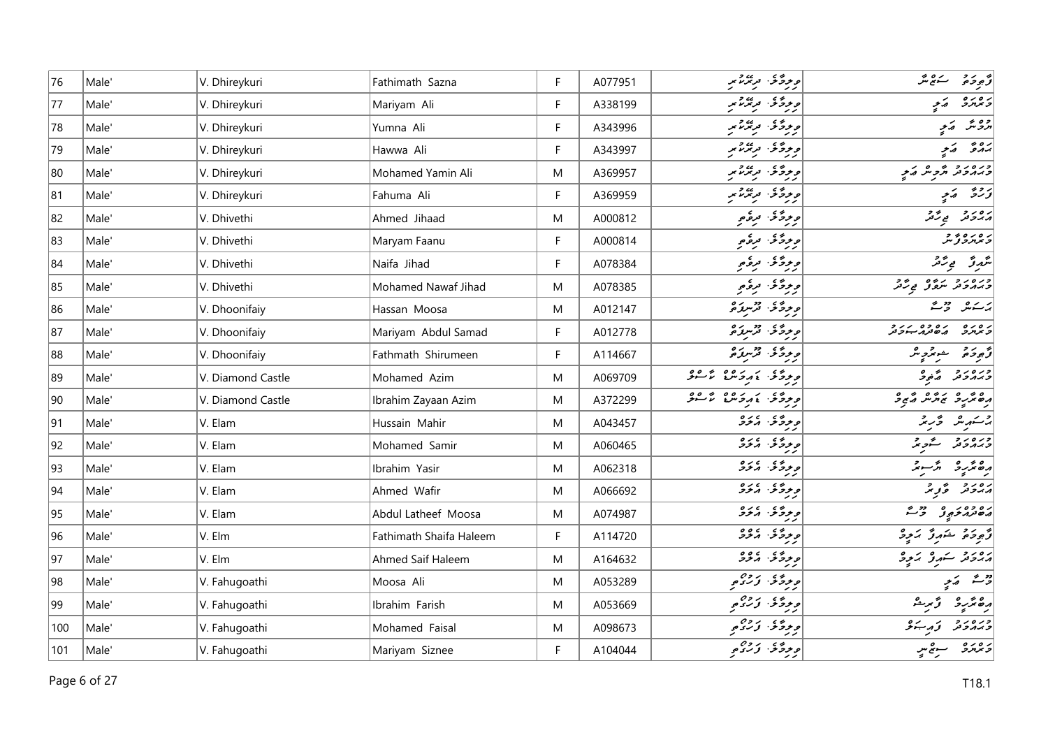| | | | | | | | |
|---|---|---|---|---|---|---|---|
| 76 | Male' | V. Dhireykuri | Fathimath Sazna | F | A077951 | ވިލިމާލެ. ދިރޭކުރި | ފާތިމަތު ސަޒްނާ |
| 77 | Male' | V. Dhireykuri | Mariyam Ali | F | A338199 | ވިލިމާލެ. ދިރޭކުރި | މަރިޔަމް ޢަލީ |
| 78 | Male' | V. Dhireykuri | Yumna Ali | F | A343996 | ވިލިމާލެ. ދިރޭކުރި | ޔުމްނާ ޢަލީ |
| 79 | Male' | V. Dhireykuri | Hawwa Ali | F | A343997 | ވިލިމާލެ. ދިރޭކުރި | ހައްވާ ޢަލީ |
| 80 | Male' | V. Dhireykuri | Mohamed Yamin Ali | M | A369957 | ވިލިމާލެ. ދިރޭކުރި | މުޙައްމަދު ޔާމިން ޢަލީ |
| 81 | Male' | V. Dhireykuri | Fahuma Ali | F | A369959 | ވިލިމާލެ. ދިރޭކުރި | ފަހުމާ ޢަލީ |
| 82 | Male' | V. Dhivethi | Ahmed Jihaad | M | A000812 | ވިލިމާލެ. ދިވެތި | އަޙްމަދު ޖިހާދު |
| 83 | Male' | V. Dhivethi | Maryam Faanu | F | A000814 | ވިލިމާލެ. ދިވެތި | މަރްޔަމް ފާނު |
| 84 | Male' | V. Dhivethi | Naifa Jihad | F | A078384 | ވިލިމާލެ. ދިވެތި | ނާއިފާ ޖިހާދު |
| 85 | Male' | V. Dhivethi | Mohamed Nawaf Jihad | M | A078385 | ވިލިމާލެ. ދިވެތި | މުޙައްމަދު ނަވާފް ޖިހާދު |
| 86 | Male' | V. Dhoonifaiy | Hassan Moosa | M | A012147 | ވިލިމާލެ. ދޫނިފައި | ހަސަން މޫސާ |
| 87 | Male' | V. Dhoonifaiy | Mariyam Abdul Samad | F | A012778 | ވިލިމާލެ. ދޫނިފައި | މަރިޔަމް އަބްދުލްސަމަދު |
| 88 | Male' | V. Dhoonifaiy | Fathmath Shirumeen | F | A114667 | ވިލިމާލެ. ދޫނިފައި | ފާތިމަތު ޝިރުމީން |
| 89 | Male' | V. Diamond Castle | Mohamed Azim | M | A069709 | ވިލިމާލެ. ޑައިމަންޑް ކާސަލް | މުޙައްމަދު އާޒިމް |
| 90 | Male' | V. Diamond Castle | Ibrahim Zayaan Azim | M | A372299 | ވިލިމާލެ. ޑައިމަންޑް ކާސަލް | އިބްރާހިމް ޒަޔާން އާޒިމް |
| 91 | Male' | V. Elam | Hussain Mahir | M | A043457 | ވިލިމާލެ. އެލަމް | ހުސައިން މާހިރު |
| 92 | Male' | V. Elam | Mohamed Samir | M | A060465 | ވިލިމާލެ. އެލަމް | މުޙައްމަދު ސަމީރު |
| 93 | Male' | V. Elam | Ibrahim Yasir | M | A062318 | ވިލިމާލެ. އެލަމް | އިބްރާހިމް ޔާސިރު |
| 94 | Male' | V. Elam | Ahmed Wafir | M | A066692 | ވިލިމާލެ. އެލަމް | އަޙްމަދު ވާފިރު |
| 95 | Male' | V. Elam | Abdul Latheef Moosa | M | A074987 | ވިލިމާލެ. އެލަމް | އަބްދުއްލަޠީފު މޫސާ |
| 96 | Male' | V. Elm | Fathimath Shaifa Haleem | F | A114720 | ވިލިމާލެ. އެލްމް | ފާތިމަތު ޝައިފާ ހަލީމް |
| 97 | Male' | V. Elm | Ahmed Saif Haleem | M | A164632 | ވިލިމާލެ. އެލްމް | އަޙްމަދު ސައިފު ހަލީމް |
| 98 | Male' | V. Fahugoathi | Moosa Ali | M | A053289 | ވިލިމާލެ. ފަހުގޯތި | މޫސާ ޢަލީ |
| 99 | Male' | V. Fahugoathi | Ibrahim Farish | M | A053669 | ވިލިމާލެ. ފަހުގޯތި | އިބްރާހިމް ފާރިޝް |
| 100 | Male' | V. Fahugoathi | Mohamed Faisal | M | A098673 | ވިލިމާލެ. ފަހުގޯތި | މުޙައްމަދު ފައިސަލް |
| 101 | Male' | V. Fahugoathi | Mariyam Siznee | F | A104044 | ވިލިމާލެ. ފަހުގޯތި | މަރިޔަމް ސިޒްނީ |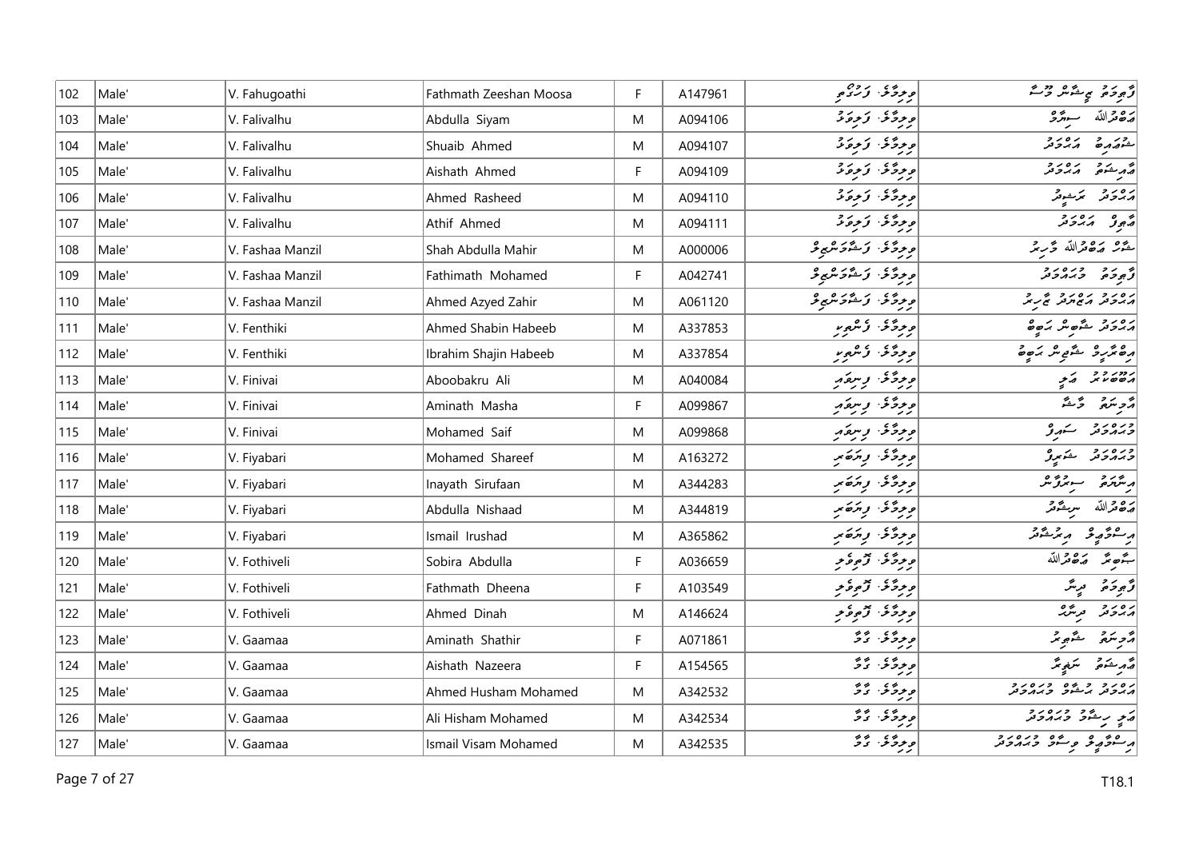| | | | | | | | |
|---|---|---|---|---|---|---|---|
| 102 | Male' | V. Fahugoathi | Fathmath Zeeshan Moosa | F | A147961 | ވިލިގިލި. ފަހުގޯތި | ފާތިމަތު ޒީޝާން މޫސާ |
| 103 | Male' | V. Falivalhu | Abdulla Siyam | M | A094106 | ވިލިގިލި. ފަލިވަޅު | އަބްދުﷲ ސިޔާމް |
| 104 | Male' | V. Falivalhu | Shuaib Ahmed | M | A094107 | ވިލިގިލި. ފަލިވަޅު | ޝުޢައިބު އަހުމަދު |
| 105 | Male' | V. Falivalhu | Aishath Ahmed | F | A094109 | ވިލިގިލި. ފަލިވަޅު | އައިޝަތު އަހުމަދު |
| 106 | Male' | V. Falivalhu | Ahmed Rasheed | M | A094110 | ވިލިގިލި. ފަލިވަޅު | އަހުމަދު ރަޝީދު |
| 107 | Male' | V. Falivalhu | Athif Ahmed | M | A094111 | ވިލިގިލި. ފަލިވަޅު | އާތިފު އަހުމަދު |
| 108 | Male' | V. Fashaa Manzil | Shah Abdulla Mahir | M | A000006 | ވިލިގިލި. ފަޝާމަންޒިލް | ޝާހް އަބްދުﷲ މާހިރު |
| 109 | Male' | V. Fashaa Manzil | Fathimath Mohamed | F | A042741 | ވިލިގިލި. ފަޝާމަންޒިލް | ފާތިމަތު މުހައްމަދު |
| 110 | Male' | V. Fashaa Manzil | Ahmed Azyed Zahir | M | A061120 | ވިލިގިލި. ފަޝާމަންޒިލް | އަހުމަދު އަޒްޔަދު ޒާހިރު |
| 111 | Male' | V. Fenthiki | Ahmed Shabin Habeeb | M | A337853 | ވިލިގިލި. ފެންތިކި | އަހުމަދު ޝާބިން ހަބީބު |
| 112 | Male' | V. Fenthiki | Ibrahim Shajin Habeeb | M | A337854 | ވިލިގިލި. ފެންތިކި | އިބްރާހިމް ޝާޖިން ހަބީބު |
| 113 | Male' | V. Finivai | Aboobakru Ali | M | A040084 | ވިލިގިލި. ފިނިވައި | އަބޫބަކުރު ޢަލި |
| 114 | Male' | V. Finivai | Aminath Masha | F | A099867 | ވިލިގިލި. ފިނިވައި | އާމިނަތު މާޝާ |
| 115 | Male' | V. Finivai | Mohamed Saif | M | A099868 | ވިލިގިލި. ފިނިވައި | މުހައްމަދު ސައިފު |
| 116 | Male' | V. Fiyabari | Mohamed Shareef | M | A163272 | ވިލިގިލި. ފިޔަބަރި | މުހައްމަދު ޝަރީފު |
| 117 | Male' | V. Fiyabari | Inayath Sirufaan | M | A344283 | ވިލިގިލި. ފިޔަބަރި | އިނާޔަތު ސިރުފާން |
| 118 | Male' | V. Fiyabari | Abdulla Nishaad | M | A344819 | ވިލިގިލި. ފިޔަބަރި | އަބްދުﷲ ނިޝާދު |
| 119 | Male' | V. Fiyabari | Ismail Irushad | M | A365862 | ވިލިގިލި. ފިޔަބަރި | އިސްމާޢީލް އިރުޝާދު |
| 120 | Male' | V. Fothiveli | Sobira Abdulla | F | A036659 | ވިލިގިލި. ފޮތިވެލި | ޞާބިރާ އަބްދުﷲ |
| 121 | Male' | V. Fothiveli | Fathmath Dheena | F | A103549 | ވިލިގިލި. ފޮތިވެލި | ފާތިމަތު ދީނާ |
| 122 | Male' | V. Fothiveli | Ahmed Dinah | M | A146624 | ވިލިގިލި. ފޮތިވެލި | އަހުމަދު ދިނާހް |
| 123 | Male' | V. Gaamaa | Aminath Shathir | F | A071861 | ވިލިގިލި. ގާމާ | އާމިނަތު ޝާތިރު |
| 124 | Male' | V. Gaamaa | Aishath Nazeera | F | A154565 | ވިލިގިލި. ގާމާ | އައިޝަތު ނަޒީރާ |
| 125 | Male' | V. Gaamaa | Ahmed Husham Mohamed | M | A342532 | ވިލިގިލި. ގާމާ | އަހުމަދު ހުޝާމް މުހައްމަދު |
| 126 | Male' | V. Gaamaa | Ali Hisham Mohamed | M | A342534 | ވިލިގިލި. ގާމާ | ޢަލި ހިޝާމް މުހައްމަދު |
| 127 | Male' | V. Gaamaa | Ismail Visam Mohamed | M | A342535 | ވިލިގިލި. ގާމާ | އިސްމާޢީލް ވިސާމް މުހައްމަދު |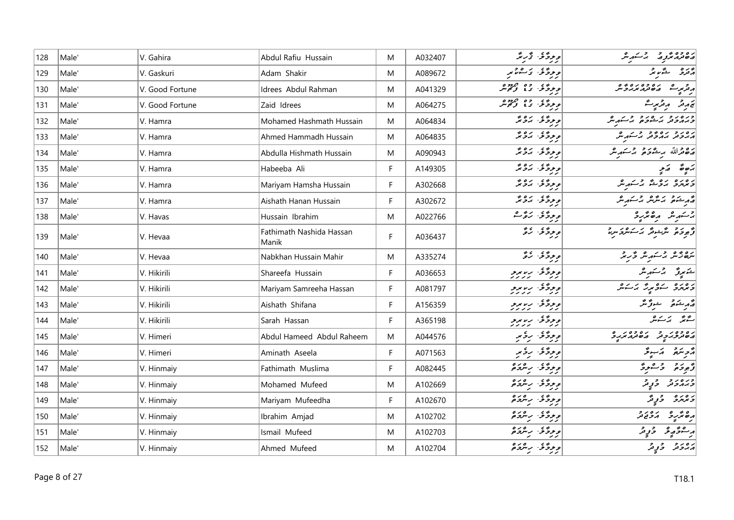| | | | | | | | |
|---|---|---|---|---|---|---|---|
| 128 | Male' | V. Gahira | Abdul Rafiu Hussain | M | A032407 | ވިލިގުލީ. ގާހިރާ | އަބްދުއްރާފިއު ހުސައިން |
| 129 | Male' | V. Gaskuri | Adam Shakir | M | A089672 | ވިލިގުލީ. ގަސްކުރި | އާދަމް ޝާކިރު |
| 130 | Male' | V. Good Fortune | Idrees Abdul Rahman | M | A041329 | ވިލިގުލީ. ގުޑް ފޯޗޫން | އިދްރީސް އަބްދުއްރަޙްމާން |
| 131 | Male' | V. Good Fortune | Zaid Idrees | M | A064275 | ވިލިގުލީ. ގުޑް ފޯޗޫން | ޒައިދު އިދްރީސް |
| 132 | Male' | V. Hamra | Mohamed Hashmath Hussain | M | A064834 | ވިލިގުލީ. ހަމްރާ | މުޙައްމަދު ހަޝްމަތު ހުސައިން |
| 133 | Male' | V. Hamra | Ahmed Hammadh Hussain | M | A064835 | ވިލިގުލީ. ހަމްރާ | އަޙްމަދު ހައްމާދު ހުސައިން |
| 134 | Male' | V. Hamra | Abdulla Hishmath Hussain | M | A090943 | ވިލިގުލީ. ހަމްރާ | އަބްދުﷲ ހިޝްމަތު ހުސައިން |
| 135 | Male' | V. Hamra | Habeeba Ali | F | A149305 | ވިލިގުލީ. ހަމްރާ | ހަބީބާ އަލި |
| 136 | Male' | V. Hamra | Mariyam Hamsha Hussain | F | A302668 | ވިލިގުލީ. ހަމްރާ | މަރިޔަމް ހަމްޝާ ހުސައިން |
| 137 | Male' | V. Hamra | Aishath Hanan Hussain | F | A302672 | ވިލިގުލީ. ހަމްރާ | އާއިޝަތު ހަނާން ހުސައިން |
| 138 | Male' | V. Havas | Hussain Ibrahim | M | A022766 | ވިލިގުލީ. ހަވާސް | ހުސައިން އިބްރާހީމް |
| 139 | Male' | V. Hevaa | Fathimath Nashida Hassan Manik | F | A036437 | ވިލިގުލީ. ހެވާ | ފާތިމަތު ނާޝިދާ ހަސަންމަނިކު |
| 140 | Male' | V. Hevaa | Nabkhan Hussain Mahir | M | A335274 | ވިލިގުލީ. ހެވާ | ނަބްޚާން ހުސައިން މާހިރު |
| 141 | Male' | V. Hikirili | Shareefa Hussain | F | A036653 | ވިލިގުލީ. ހިކިރިލި | ޝަރީފާ ހުސައިން |
| 142 | Male' | V. Hikirili | Mariyam Samreeha Hassan | F | A081797 | ވިލިގުލީ. ހިކިރިލި | މަރިޔަމް ސަމްރީހާ ހަސަން |
| 143 | Male' | V. Hikirili | Aishath Shifana | F | A156359 | ވިލިގުލީ. ހިކިރިލި | އާއިޝަތު ޝިފާނާ |
| 144 | Male' | V. Hikirili | Sarah Hassan | F | A365198 | ވިލިގުލީ. ހިކިރިލި | ސާރާ ހަސަން |
| 145 | Male' | V. Himeri | Abdul Hameed Abdul Raheem | M | A044576 | ވިލިގުލީ. ހިމެރި | އަބްދުލްހަމީދު އަބްދުއްރަޙީމް |
| 146 | Male' | V. Himeri | Aminath Aseela | F | A071563 | ވިލިގުލީ. ހިމެރި | އާމިނަތު އަސީލާ |
| 147 | Male' | V. Hinmaiy | Fathimath Muslima | F | A082445 | ވިލިގުލީ. ހިންމައި | ފާތިމަތު މުސްލިމާ |
| 148 | Male' | V. Hinmaiy | Mohamed Mufeed | M | A102669 | ވިލިގުލީ. ހިންމައި | މުޙައްމަދު މުފީދު |
| 149 | Male' | V. Hinmaiy | Mariyam Mufeedha | F | A102670 | ވިލިގުލީ. ހިންމައި | މަރިޔަމް މުފީދާ |
| 150 | Male' | V. Hinmaiy | Ibrahim Amjad | M | A102702 | ވިލިގުލީ. ހިންމައި | އިބްރާހީމް އަމްޖަދު |
| 151 | Male' | V. Hinmaiy | Ismail Mufeed | M | A102703 | ވިލިގުލީ. ހިންމައި | އިސްމާއިލް މުފީދު |
| 152 | Male' | V. Hinmaiy | Ahmed Mufeed | M | A102704 | ވިލިގުލީ. ހިންމައި | އަޙްމަދު މުފީދު |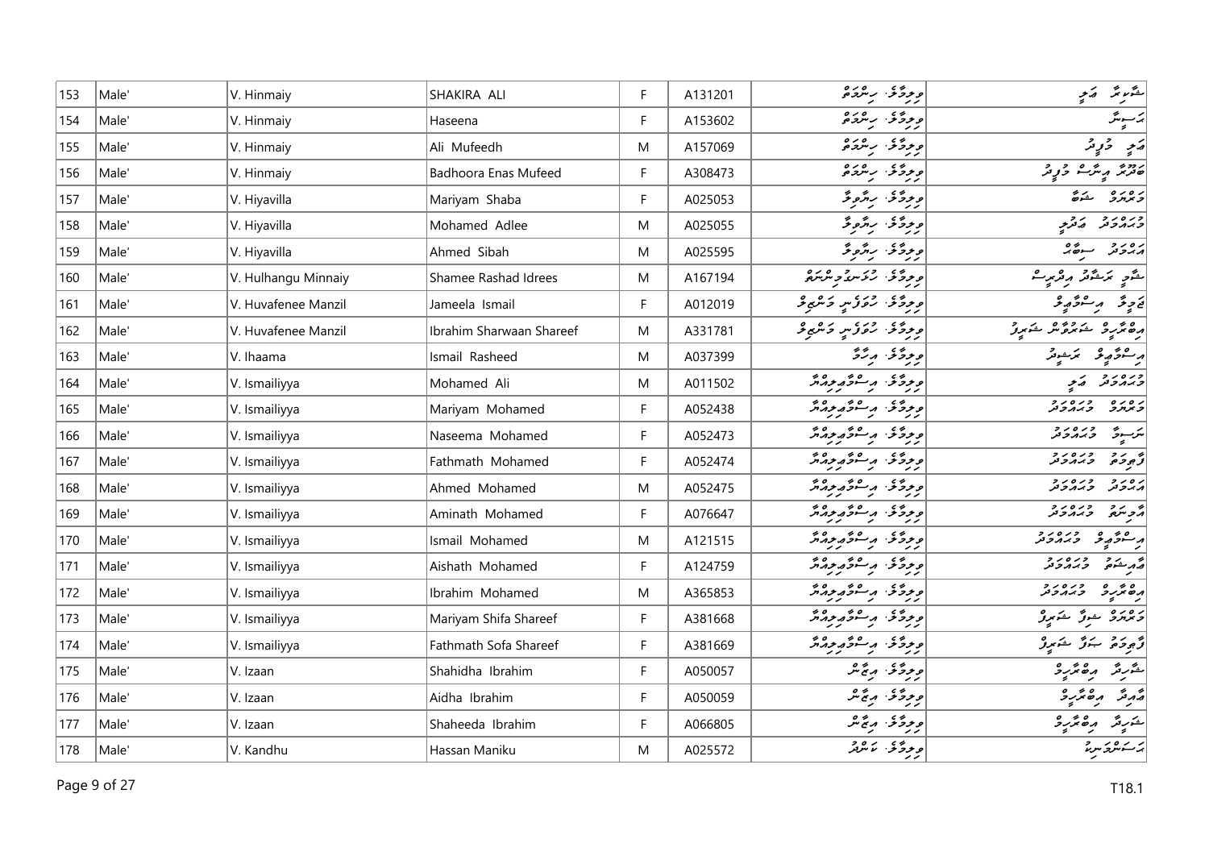| | | | | | | | |
|---|---|---|---|---|---|---|---|
| 153 | Male' | V. Hinmaiy | SHAKIRA ALI | F | A131201 | ވިލިމާލެ. ހިންމަޔ | ޝާކިރާ އަލި |
| 154 | Male' | V. Hinmaiy | Haseena | F | A153602 | ވިލިމާލެ. ހިންމަޔ | ހަސީނާ |
| 155 | Male' | V. Hinmaiy | Ali Mufeedh | M | A157069 | ވިލިމާލެ. ހިންމަޔ | އަލި މުފީދު |
| 156 | Male' | V. Hinmaiy | Badhoora Enas Mufeed | F | A308473 | ވިލިމާލެ. ހިންމަޔ | ބަދޫރާ އީނާސް މުފީދު |
| 157 | Male' | V. Hiyavilla | Mariyam Shaba | F | A025053 | ވިލިމާލެ. ހިޔާވިލާ | މަރިޔަމް ޝަބާ |
| 158 | Male' | V. Hiyavilla | Mohamed Adlee | M | A025055 | ވިލިމާލެ. ހިޔާވިލާ | މުހައްމަދު އަދުލީ |
| 159 | Male' | V. Hiyavilla | Ahmed Sibah | M | A025595 | ވިލިމާލެ. ހިޔާވިލާ | އަހުމަދު ސިބާހު |
| 160 | Male' | V. Hulhangu Minnaiy | Shamee Rashad Idrees | M | A167194 | ވިލިމާލެ. ހުޅަނގުމިންނަޔ | ޝާމީ ރަޝާދު އިދްރީސް |
| 161 | Male' | V. Huvafenee Manzil | Jameela Ismail | F | A012019 | ވިލިމާލެ. ހުވަފެނީ މަންޒިލް | ޖަމީލާ އިސްމާޢީލް |
| 162 | Male' | V. Huvafenee Manzil | Ibrahim Sharwaan Shareef | M | A331781 | ވިލިމާލެ. ހުވަފެނީ މަންޒިލް | އިބްރާހީމް ޝަރުވާން ޝަރީފް |
| 163 | Male' | V. Ihaama | Ismail Rasheed | M | A037399 | ވިލިމާލެ. އިހާމާ | އިސްމާޢީލް ރަޝީދު |
| 164 | Male' | V. Ismailiyya | Mohamed Ali | M | A011502 | ވިލިމާލެ. އިސްމާއިލިއްޔާ | މުހައްމަދު އަލި |
| 165 | Male' | V. Ismailiyya | Mariyam Mohamed | F | A052438 | ވިލިމާލެ. އިސްމާއިލިއްޔާ | މަރިޔަމް މުހައްމަދު |
| 166 | Male' | V. Ismailiyya | Naseema Mohamed | F | A052473 | ވިލިމާލެ. އިސްމާއިލިއްޔާ | ނަސީމާ މުހައްމަދު |
| 167 | Male' | V. Ismailiyya | Fathmath Mohamed | F | A052474 | ވިލިމާލެ. އިސްމާއިލިއްޔާ | ފާތިމަތު މުހައްމަދު |
| 168 | Male' | V. Ismailiyya | Ahmed Mohamed | M | A052475 | ވިލިމާލެ. އިސްމާއިލިއްޔާ | އަހުމަދު މުހައްމަދު |
| 169 | Male' | V. Ismailiyya | Aminath Mohamed | F | A076647 | ވިލިމާލެ. އިސްމާއިލިއްޔާ | އާމިނަތު މުހައްމަދު |
| 170 | Male' | V. Ismailiyya | Ismail Mohamed | M | A121515 | ވިލިމާލެ. އިސްމާއިލިއްޔާ | އިސްމާޢީލް މުހައްމަދު |
| 171 | Male' | V. Ismailiyya | Aishath Mohamed | F | A124759 | ވިލިމާލެ. އިސްމާއިލިއްޔާ | އާއިޝަތު މުހައްމަދު |
| 172 | Male' | V. Ismailiyya | Ibrahim Mohamed | M | A365853 | ވިލިމާލެ. އިސްމާއިލިއްޔާ | އިބްރާހީމް މުހައްމަދު |
| 173 | Male' | V. Ismailiyya | Mariyam Shifa Shareef | F | A381668 | ވިލިމާލެ. އިސްމާއިލިއްޔާ | މަރިޔަމް ޝިފާ ޝަރީފް |
| 174 | Male' | V. Ismailiyya | Fathmath Sofa Shareef | F | A381669 | ވިލިމާލެ. އިސްމާއިލިއްޔާ | ފާތިމަތު ސަފާ ޝަރީފް |
| 175 | Male' | V. Izaan | Shahidha Ibrahim | F | A050057 | ވިލިމާލެ. އިޒާން | ޝާހިދާ އިބްރާހީމް |
| 176 | Male' | V. Izaan | Aidha Ibrahim | F | A050059 | ވިލިމާލެ. އިޒާން | ޢާއިދާ އިބްރާހީމް |
| 177 | Male' | V. Izaan | Shaheeda Ibrahim | F | A066805 | ވިލިމާލެ. އިޒާން | ޝަހީދާ އިބްރާހީމް |
| 178 | Male' | V. Kandhu | Hassan Maniku | M | A025572 | ވިލިމާލެ. ކަނދު | ހަސަންމަނިކު |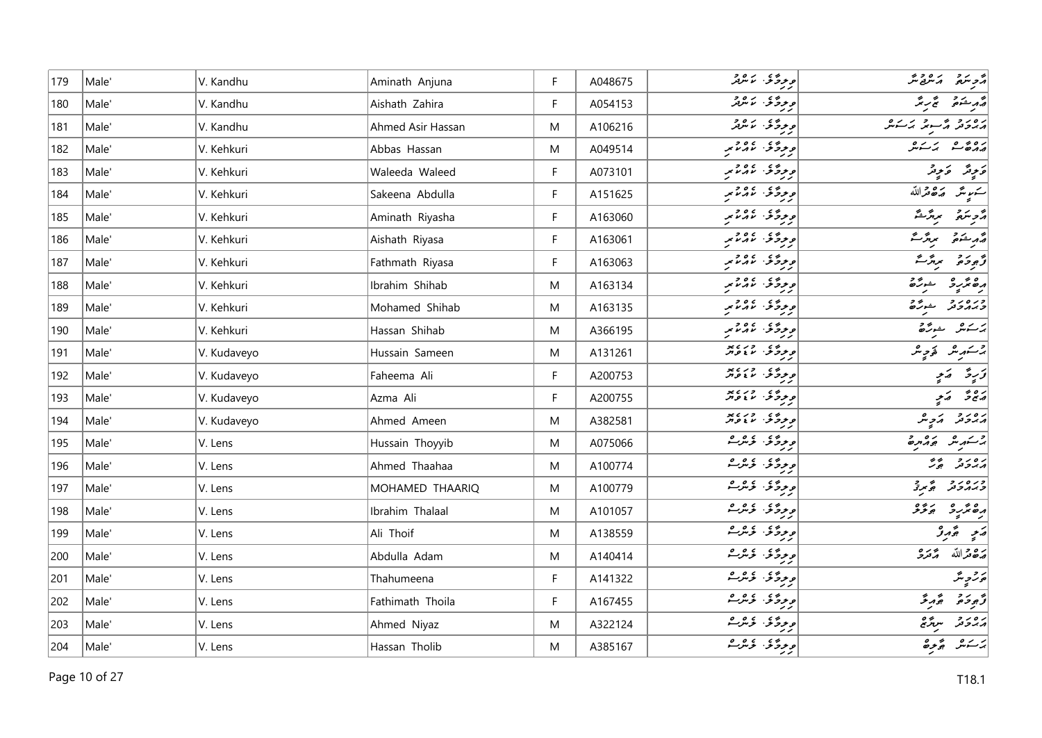| | | | | | | | |
|---|---|---|---|---|---|---|---|
| 179 | Male' | V. Kandhu | Aminath Anjuna | F | A048675 | ވިލިމާލެ. ކަނދު | އާމިނަތު އަންޖުނާ |
| 180 | Male' | V. Kandhu | Aishath Zahira | F | A054153 | ވިލިމާލެ. ކަނދު | އައިޝަތު ޒާހިރާ |
| 181 | Male' | V. Kandhu | Ahmed Asir Hassan | M | A106216 | ވިލިމާލެ. ކަނދު | އަހުމަދު އާސިރު ޙަސަން |
| 182 | Male' | V. Kehkuri | Abbas Hassan | M | A049514 | ވިލިމާލެ. ކެއްކުރި | އައްބާސް ޙަސަން |
| 183 | Male' | V. Kehkuri | Waleeda Waleed | F | A073101 | ވިލިމާލެ. ކެއްކުރި | ވަލީދާ ވަލީދު |
| 184 | Male' | V. Kehkuri | Sakeena Abdulla | F | A151625 | ވިލިމާލެ. ކެއްކުރި | ސަކީނާ އަބްދުﷲ |
| 185 | Male' | V. Kehkuri | Aminath Riyasha | F | A163060 | ވިލިމާލެ. ކެއްކުރި | އާމިނަތު ރިޔާޝާ |
| 186 | Male' | V. Kehkuri | Aishath Riyasa | F | A163061 | ވިލިމާލެ. ކެއްކުރި | އައިޝަތު ރިޔާސާ |
| 187 | Male' | V. Kehkuri | Fathmath Riyasa | F | A163063 | ވިލިމާލެ. ކެއްކުރި | ފާތިމަތު ރިޔާސާ |
| 188 | Male' | V. Kehkuri | Ibrahim Shihab | M | A163134 | ވިލިމާލެ. ކެއްކުރި | އިބްރާހިމް ޝިހާބް |
| 189 | Male' | V. Kehkuri | Mohamed Shihab | M | A163135 | ވިލިމާލެ. ކެއްކުރި | މުޙައްމަދު ޝިހާބް |
| 190 | Male' | V. Kehkuri | Hassan Shihab | M | A366195 | ވިލިމާލެ. ކެއްކުރި | ޙަސަން ޝިހާބް |
| 191 | Male' | V. Kudaveyo | Hussain Sameen | M | A131261 | ވިލިމާލެ. ކުޑަވެޔޮ | ޙުސައިން ޝަމީން |
| 192 | Male' | V. Kudaveyo | Faheema Ali | F | A200753 | ވިލިމާލެ. ކުޑަވެޔޮ | ފަހީމާ އަލި |
| 193 | Male' | V. Kudaveyo | Azma Ali | F | A200755 | ވިލިމާލެ. ކުޑަވެޔޮ | އަޒްމާ އަލި |
| 194 | Male' | V. Kudaveyo | Ahmed Ameen | M | A382581 | ވިލިމާލެ. ކުޑަވެޔޮ | އަހުމަދު އަމީން |
| 195 | Male' | V. Lens | Hussain Thoyyib | M | A075066 | ވިލިމާލެ. ލެންސް | ޙުސައިން ތޮއްޔިބު |
| 196 | Male' | V. Lens | Ahmed Thaahaa | M | A100774 | ވިލިމާލެ. ލެންސް | އަހުމަދު ތާހާ |
| 197 | Male' | V. Lens | MOHAMED THAARIQ | M | A100779 | ވިލިމާލެ. ލެންސް | މުޙައްމަދު ޠާރިޤު |
| 198 | Male' | V. Lens | Ibrahim Thalaal | M | A101057 | ވިލިމާލެ. ލެންސް | އިބްރާހިމް ތަލާލް |
| 199 | Male' | V. Lens | Ali Thoif | M | A138559 | ވިލިމާލެ. ލެންސް | އަލި ތޯއިފް |
| 200 | Male' | V. Lens | Abdulla Adam | M | A140414 | ވިލިމާލެ. ލެންސް | އަބްދުﷲ އާދަމް |
| 201 | Male' | V. Lens | Thahumeena | F | A141322 | ވިލިމާލެ. ލެންސް | ތަހުމީނާ |
| 202 | Male' | V. Lens | Fathimath Thoila | F | A167455 | ވިލިމާލެ. ލެންސް | ފާތިމަތު ތޯއިލާ |
| 203 | Male' | V. Lens | Ahmed Niyaz | M | A322124 | ވިލިމާލެ. ލެންސް | އަހުމަދު ނިޔާޒް |
| 204 | Male' | V. Lens | Hassan Tholib | M | A385167 | ވިލިމާލެ. ލެންސް | ޙަސަން ޠާލިބް |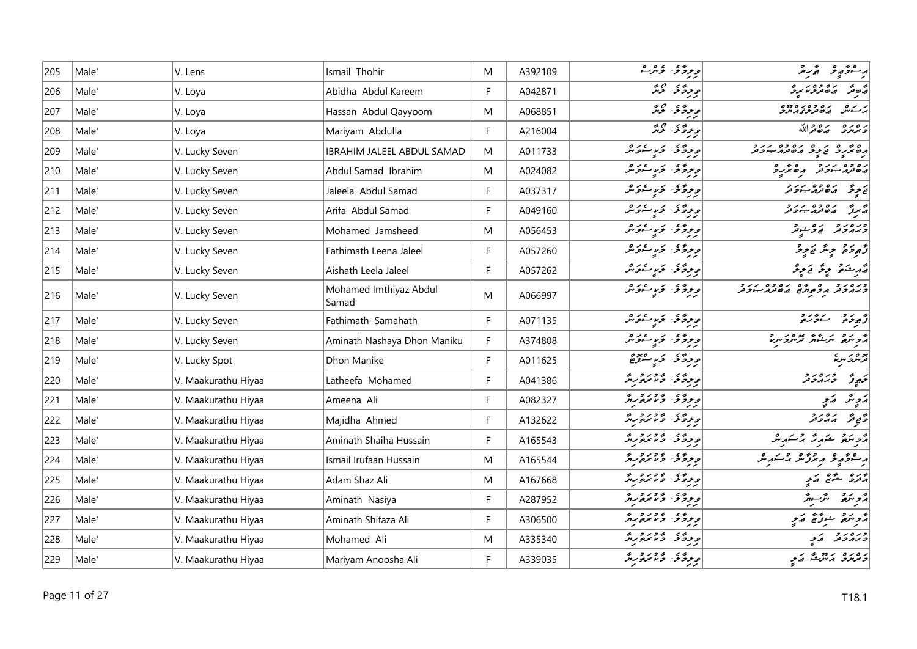| 205 | Male' | V. Lens | Ismail Thohir | M | A392109 | ވިލިމާލެ، ލެންސް | އިސްމާއީލް ތާހިރު |
|---|---|---|---|---|---|---|---|
| 206 | Male' | V. Loya | Abidha Abdul Kareem | F | A042871 | ވިލިމާލެ، ލޯޔާ | އާބިދާ އަބްދުލްކަރީމް |
| 207 | Male' | V. Loya | Hassan Abdul Qayyoom | M | A068851 | ވިލިމާލެ، ލޯޔާ | ހަސަން އަބްދުލްޤައްޔޫމް |
| 208 | Male' | V. Loya | Mariyam Abdulla | F | A216004 | ވިލިމާލެ، ލޯޔާ | މަރިޔަމް އަބްދުﷲ |
| 209 | Male' | V. Lucky Seven | IBRAHIM JALEEL ABDUL SAMAD | M | A011733 | ވިލިމާލެ، ލަކީސެވަން | އިބްރާހީމް ޖަލީލް އަބްދުލްޞަމަދު |
| 210 | Male' | V. Lucky Seven | Abdul Samad Ibrahim | M | A024082 | ވިލިމާލެ، ލަކީސެވަން | އަބްދުލްޞަމަދު އިބްރާހީމް |
| 211 | Male' | V. Lucky Seven | Jaleela Abdul Samad | F | A037317 | ވިލިމާލެ، ލަކީސެވަން | ޖަލީލާ އަބްދުލްޞަމަދު |
| 212 | Male' | V. Lucky Seven | Arifa Abdul Samad | F | A049160 | ވިލިމާލެ، ލަކީސެވަން | އާރިފާ އަބްދުލްޞަމަދު |
| 213 | Male' | V. Lucky Seven | Mohamed Jamsheed | M | A056453 | ވިލިމާލެ، ލަކީސެވަން | މުޙައްމަދު ޖަމްޝީދު |
| 214 | Male' | V. Lucky Seven | Fathimath Leena Jaleel | F | A057260 | ވިލިމާލެ، ލަކީސެވަން | ފާތިމަތު ލީނާ ޖަލީލް |
| 215 | Male' | V. Lucky Seven | Aishath Leela Jaleel | F | A057262 | ވިލިމާލެ، ލަކީސެވަން | އާއިޝަތު ލީލާ ޖަލީލް |
| 216 | Male' | V. Lucky Seven | Mohamed Imthiyaz Abdul Samad | M | A066997 | ވިލިމާލެ، ލަކީސެވަން | މުޙައްމަދު އިމްތިޔާޒު އަބްދުލްޞަމަދު |
| 217 | Male' | V. Lucky Seven | Fathimath Samahath | F | A071135 | ވިލިމާލެ، ލަކީސެވަން | ފާތިމަތު ސަމާހަތު |
| 218 | Male' | V. Lucky Seven | Aminath Nashaya Dhon Maniku | F | A374808 | ވިލިމާލެ، ލަކީސެވަން | އާމިނަތު ނަޝާޔާ ދޮންމަނިކު |
| 219 | Male' | V. Lucky Spot | Dhon Manike | F | A011625 | ވިލިމާލެ، ލަކީސްޕޮޓް | ދޮންމަނިކެ |
| 220 | Male' | V. Maakurathu Hiyaa | Latheefa Mohamed | F | A041386 | ވިލިމާލެ، މާކުރަތުހިޔާ | ލަތީފާ މުޙައްމަދު |
| 221 | Male' | V. Maakurathu Hiyaa | Ameena Ali | F | A082327 | ވިލިމާލެ، މާކުރަތުހިޔާ | އަމީނާ އަލި |
| 222 | Male' | V. Maakurathu Hiyaa | Majidha Ahmed | F | A132622 | ވިލިމާލެ، މާކުރަތުހިޔާ | މާޖިދާ އަޙްމަދު |
| 223 | Male' | V. Maakurathu Hiyaa | Aminath Shaiha Hussain | F | A165543 | ވިލިމާލެ، މާކުރަތުހިޔާ | އާމިނަތު ޝައިހާ ޙުސައިން |
| 224 | Male' | V. Maakurathu Hiyaa | Ismail Irufaan Hussain | M | A165544 | ވިލިމާލެ، މާކުރަތުހިޔާ | އިސްމާޢީލް އިރުފާން ޙުސައިން |
| 225 | Male' | V. Maakurathu Hiyaa | Adam Shaz Ali | M | A167668 | ވިލިމާލެ، މާކުރަތުހިޔާ | އާދަމް ޝާޒް އަލި |
| 226 | Male' | V. Maakurathu Hiyaa | Aminath Nasiya | F | A287952 | ވިލިމާލެ، މާކުރަތުހިޔާ | އާމިނަތު ނާސިޔާ |
| 227 | Male' | V. Maakurathu Hiyaa | Aminath Shifaza Ali | F | A306500 | ވިލިމާލެ، މާކުރަތުހިޔާ | އާމިނަތު ޝިފާޒާ އަލި |
| 228 | Male' | V. Maakurathu Hiyaa | Mohamed Ali | M | A335340 | ވިލިމާލެ، މާކުރަތުހިޔާ | މުޙައްމަދު އަލި |
| 229 | Male' | V. Maakurathu Hiyaa | Mariyam Anoosha Ali | F | A339035 | ވިލިމާލެ، މާކުރަތުހިޔާ | މަރިޔަމް އަނޫޝާ އަލި |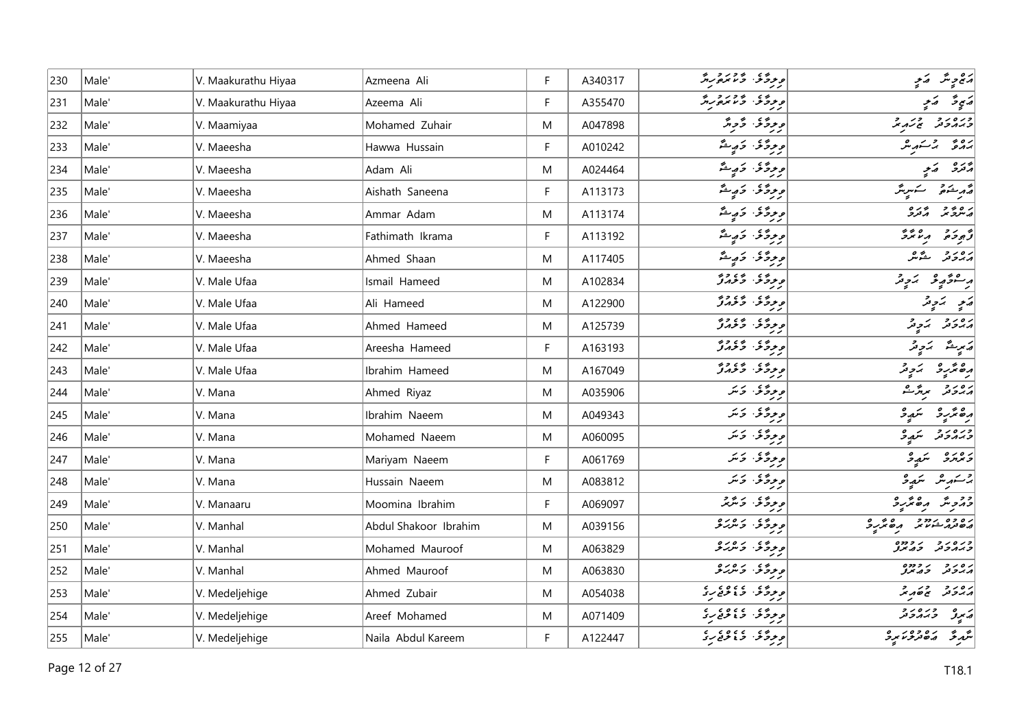| | | | | | | | |
|---|---|---|---|---|---|---|---|
| 230 | Male' | V. Maakurathu Hiyaa | Azmeena Ali | F | A340317 | ވިލިމާލެ. މާކުރަތުހިޔާ | އަޒްމީނާ އަލި |
| 231 | Male' | V. Maakurathu Hiyaa | Azeema Ali | F | A355470 | ވިލިމާލެ. މާކުރަތުހިޔާ | އަޒީމާ އަލި |
| 232 | Male' | V. Maamiyaa | Mohamed Zuhair | M | A047898 | ވިލިމާލެ. މާމިޔާ | މުހައްމަދު ޒުހައިރު |
| 233 | Male' | V. Maeesha | Hawwa Hussain | F | A010242 | ވިލިމާލެ. މައީޝާ | ހައްވާ ހުސައިން |
| 234 | Male' | V. Maeesha | Adam Ali | M | A024464 | ވިލިމާލެ. މައީޝާ | އާދަމް އަލި |
| 235 | Male' | V. Maeesha | Aishath Saneena | F | A113173 | ވިލިމާލެ. މައީޝާ | އައިޝަތު ސަނީނާ |
| 236 | Male' | V. Maeesha | Ammar Adam | M | A113174 | ވިލިމާލެ. މައީޝާ | އައްމާރު އާދަމް |
| 237 | Male' | V. Maeesha | Fathimath Ikrama | F | A113192 | ވިލިމާލެ. މައީޝާ | ފާތިމަތު އިކްރާމާ |
| 238 | Male' | V. Maeesha | Ahmed Shaan | M | A117405 | ވިލިމާލެ. މައީޝާ | އަހުމަދު ޝާން |
| 239 | Male' | V. Male Ufaa | Ismail Hameed | M | A102834 | ވިލިމާލެ. މާލެއުފާ | އިސްމާޢީލް ހަމީދު |
| 240 | Male' | V. Male Ufaa | Ali Hameed | M | A122900 | ވިލިމާލެ. މާލެއުފާ | އަލި ހަމީދު |
| 241 | Male' | V. Male Ufaa | Ahmed Hameed | M | A125739 | ވިލިމާލެ. މާލެއުފާ | އަހުމަދު ހަމީދު |
| 242 | Male' | V. Male Ufaa | Areesha Hameed | F | A163193 | ވިލިމާލެ. މާލެއުފާ | އަރީޝާ ހަމީދު |
| 243 | Male' | V. Male Ufaa | Ibrahim Hameed | M | A167049 | ވިލިމާލެ. މާލެއުފާ | އިބްރާހީމް ހަމީދު |
| 244 | Male' | V. Mana | Ahmed Riyaz | M | A035906 | ވިލިމާލެ. މަނަ | އަހުމަދު ރިޔާޒް |
| 245 | Male' | V. Mana | Ibrahim Naeem | M | A049343 | ވިލިމާލެ. މަނަ | އިބްރާހީމް ނަޢީމް |
| 246 | Male' | V. Mana | Mohamed Naeem | M | A060095 | ވިލިމާލެ. މަނަ | މުހައްމަދު ނަޢީމް |
| 247 | Male' | V. Mana | Mariyam Naeem | F | A061769 | ވިލިމާލެ. މަނަ | މަރިޔަމް ނަޢީމް |
| 248 | Male' | V. Mana | Hussain Naeem | M | A083812 | ވިލިމާލެ. މަނަ | ހުސައިން ނަޢީމް |
| 249 | Male' | V. Manaaru | Moomina Ibrahim | F | A069097 | ވިލިމާލެ. މަނާރު | މޫމިނާ އިބްރާހީމް |
| 250 | Male' | V. Manhal | Abdul Shakoor Ibrahim | M | A039156 | ވިލިމާލެ. މަންހަލް | އަބްދުއްޝަކޫރު އިބްރާހީމް |
| 251 | Male' | V. Manhal | Mohamed Mauroof | M | A063829 | ވިލިމާލެ. މަންހަލް | މުހައްމަދު މައުރޫފް |
| 252 | Male' | V. Manhal | Ahmed Mauroof | M | A063830 | ވިލިމާލެ. މަންހަލް | އަހުމަދު މައުރޫފް |
| 253 | Male' | V. Medeljehige | Ahmed Zubair | M | A054038 | ވިލިމާލެ. މެޑެލްޖެހިގެ | އަހުމަދު ޒުބައިރު |
| 254 | Male' | V. Medeljehige | Areef Mohamed | M | A071409 | ވިލިމާލެ. މެޑެލްޖެހިގެ | އަރީފް މުހައްމަދު |
| 255 | Male' | V. Medeljehige | Naila Abdul Kareem | F | A122447 | ވިލިމާލެ. މެޑެލްޖެހިގެ | ނާއިލާ އަބްދުލްކަރީމް |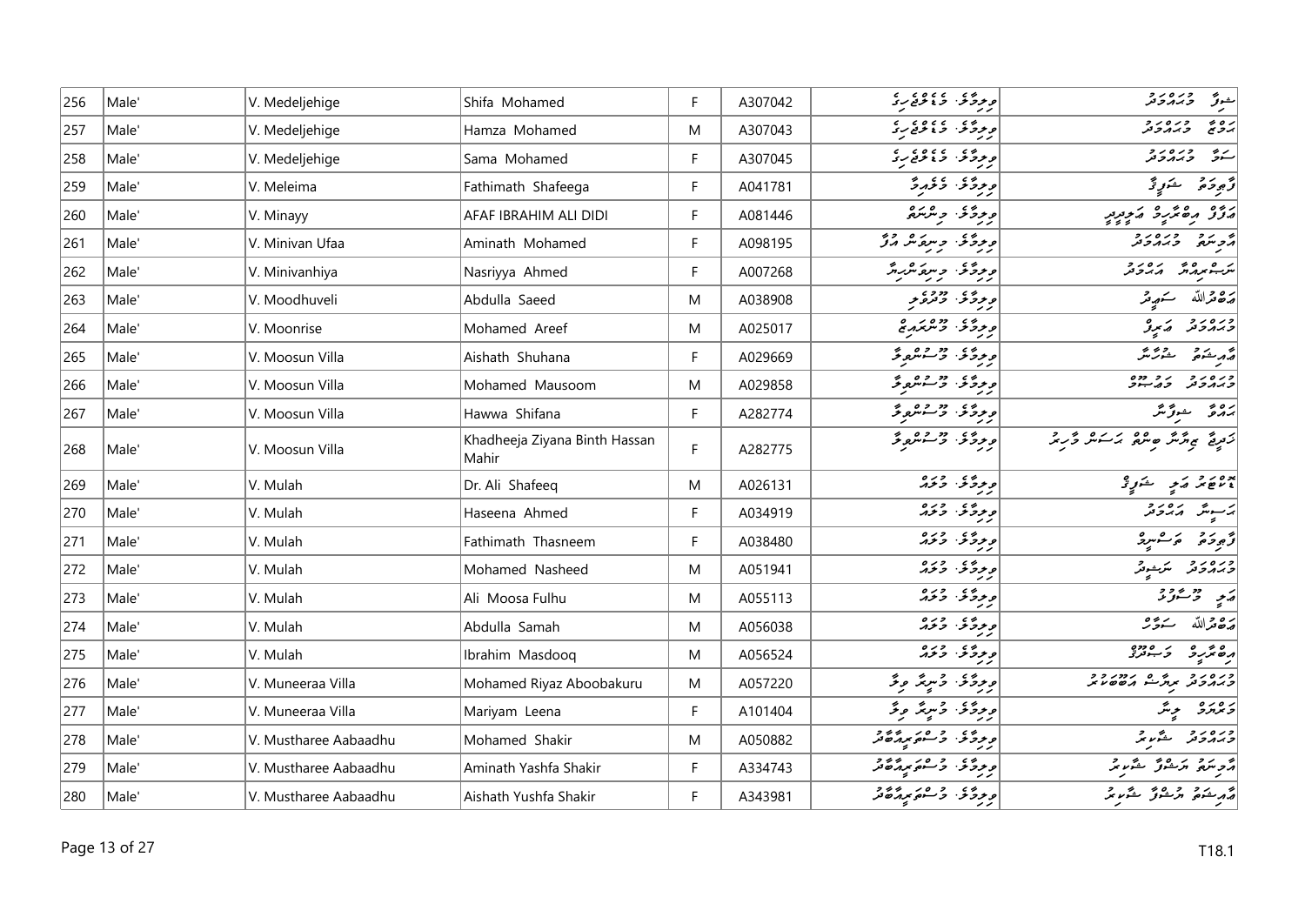| | | | | | | | |
|---|---|---|---|---|---|---|---|
| 256 | Male' | V. Medeljehige | Shifa Mohamed | F | A307042 | ވިލިމާލެ. މެޑެލްޖެހިގެ | ޝިފާ މުހައްމަދު |
| 257 | Male' | V. Medeljehige | Hamza Mohamed | M | A307043 | ވިލިމާލެ. މެޑެލްޖެހިގެ | ހަމްޒާ މުހައްމަދު |
| 258 | Male' | V. Medeljehige | Sama Mohamed | F | A307045 | ވިލިމާލެ. މެޑެލްޖެހިގެ | ސަމާ މުހައްމަދު |
| 259 | Male' | V. Meleima | Fathimath Shafeega | F | A041781 | ވިލިމާލެ. މެލެއިމާ | ފާތިމަތު ޝަފީގާ |
| 260 | Male' | V. Minayy | AFAF IBRAHIM ALI DIDI | F | A081446 | ވިލިމާލެ. މިނައްޔު | އަފާފް އިބްރާހީމް އަލީދީދީ |
| 261 | Male' | V. Minivan Ufaa | Aminath Mohamed | F | A098195 | ވިލިމާލެ. މިނިވަން އުފާ | އާމިނަތު މުހައްމަދު |
| 262 | Male' | V. Minivanhiya | Nasriyya Ahmed | F | A007268 | ވިލިމާލެ. މިނިވަންހިޔާ | ނަސްރިއްޔާ އަހުމަދު |
| 263 | Male' | V. Moodhuveli | Abdulla Saeed | M | A038908 | ވިލިމާލެ. މޫދުވެލި | އަބްދުﷲ ސައީދު |
| 264 | Male' | V. Moonrise | Mohamed Areef | M | A025017 | ވިލިމާލެ. މޫންރައިޒް | މުހައްމަދު އަރީފް |
| 265 | Male' | V. Moosun Villa | Aishath Shuhana | F | A029669 | ވިލިމާލެ. މޫސަންވިލާ | އާއިޝަތު ޝުހާނާ |
| 266 | Male' | V. Moosun Villa | Mohamed Mausoom | M | A029858 | ވިލިމާލެ. މޫސަންވިލާ | މުހައްމަދު މައުޞޫމް |
| 267 | Male' | V. Moosun Villa | Hawwa Shifana | F | A282774 | ވިލިމާލެ. މޫސަންވިލާ | ހައްވާ ޝިފާނާ |
| 268 | Male' | V. Moosun Villa | Khadheeja Ziyana Binth Hassan Mahir | F | A282775 | ވިލިމާލެ. މޫސަންވިލާ | ޚަދީޖާ ޒިޔާނާ ބިންތު ހަސަން މާހިރު |
| 269 | Male' | V. Mulah | Dr. Ali Shafeeq | M | A026131 | ވިލިމާލެ. މުލައް | ޑޮކްޓަރ އަލީ ޝަފީޤު |
| 270 | Male' | V. Mulah | Haseena Ahmed | F | A034919 | ވިލިމާލެ. މުލައް | ހަސީނާ އަހުމަދު |
| 271 | Male' | V. Mulah | Fathimath Thasneem | F | A038480 | ވިލިމާލެ. މުލައް | ފާތިމަތު ތަސްނީމް |
| 272 | Male' | V. Mulah | Mohamed Nasheed | M | A051941 | ވިލިމާލެ. މުލައް | މުހައްމަދު ނަޝީދު |
| 273 | Male' | V. Mulah | Ali Moosa Fulhu | M | A055113 | ވިލިމާލެ. މުލައް | އަލި މޫސަފުޅު |
| 274 | Male' | V. Mulah | Abdulla Samah | M | A056038 | ވިލިމާލެ. މުލައް | އަބްދުﷲ ސަމާޙް |
| 275 | Male' | V. Mulah | Ibrahim Masdooq | M | A056524 | ވިލިމާލެ. މުލައް | އިބްރާހީމް މަސްދޫޤު |
| 276 | Male' | V. Muneeraa Villa | Mohamed Riyaz Aboobakuru | M | A057220 | ވިލިމާލެ. މުނީރާ ވިލާ | މުހައްމަދު ރިޔާޒް އަބޫބަކުރު |
| 277 | Male' | V. Muneeraa Villa | Mariyam Leena | F | A101404 | ވިލިމާލެ. މުނީރާ ވިލާ | މަރިޔަމް ލީނާ |
| 278 | Male' | V. Musthararee Aabaadhu | Mohamed Shakir | M | A050882 | ވިލިމާލެ. މުސްތަރީއާބާދު | މުހައްމަދު ޝާކިރު |
| 279 | Male' | V. Musthararee Aabaadhu | Aminath Yashfa Shakir | F | A334743 | ވިލިމާލެ. މުސްތަރީއާބާދު | އާމިނަތު ޔަޝްފާ ޝާކިރު |
| 280 | Male' | V. Musthararee Aabaadhu | Aishath Yushfa Shakir | F | A343981 | ވިލިމާލެ. މުސްތަރީއާބާދު | އާއިޝަތު ޔުޝްފާ ޝާކިރު |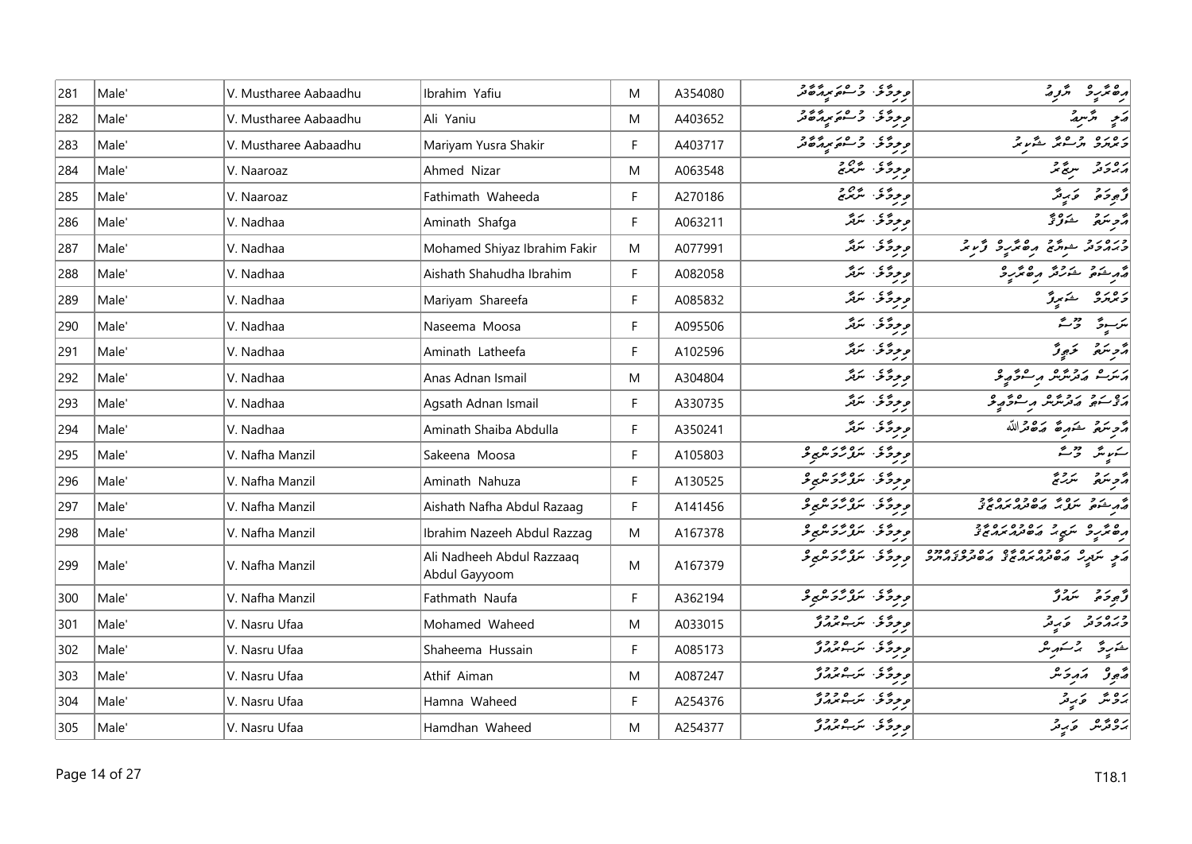| | | | | | | | |
|---|---|---|---|---|---|---|---|
| 281 | Male' | V. Mustharee Aabaadhu | Ibrahim Yafiu | M | A354080 | ވިލިމާލެ. މުސްތަރީއާބާދު | އިބްރާހީމް ޔާފިއު |
| 282 | Male' | V. Mustharee Aabaadhu | Ali Yaniu | M | A403652 | ވިލިމާލެ. މުސްތަރީއާބާދު | ޢަލީ ޔާނިއު |
| 283 | Male' | V. Mustharee Aabaadhu | Mariyam Yusra Shakir | F | A403717 | ވިލިމާލެ. މުސްތަރީއާބާދު | މަރިޔަމް ޔުސްރާ ޝާކިރު |
| 284 | Male' | V. Naaroaz | Ahmed Nizar | M | A063548 | ވިލިމާލެ. ނާރޯޒު | އަޙްމަދު ނިޒާރު |
| 285 | Male' | V. Naaroaz | Fathimath Waheeda | F | A270186 | ވިލިމާލެ. ނާރޯޒު | ފާތިމަތު ވަޙީދާ |
| 286 | Male' | V. Nadhaa | Aminath Shafga | F | A063211 | ވިލިމާލެ. ނަދާ | އާމިނަތު ޝަފްގާ |
| 287 | Male' | V. Nadhaa | Mohamed Shiyaz Ibrahim Fakir | M | A077991 | ވިލިމާލެ. ނަދާ | މުޙައްމަދު ޝިޔާޒު އިބްރާހީމް ފާކިރު |
| 288 | Male' | V. Nadhaa | Aishath Shahudha Ibrahim | F | A082058 | ވިލިމާލެ. ނަދާ | އާއިޝަތު ޝަހުދާ އިބްރާހީމް |
| 289 | Male' | V. Nadhaa | Mariyam Shareefa | F | A085832 | ވިލިމާލެ. ނަދާ | މަރިޔަމް ޝަރީފާ |
| 290 | Male' | V. Nadhaa | Naseema Moosa | F | A095506 | ވިލިމާލެ. ނަދާ | ނަސީމާ މޫސާ |
| 291 | Male' | V. Nadhaa | Aminath Latheefa | F | A102596 | ވިލިމާލެ. ނަދާ | އާމިނަތު ލަޠީފާ |
| 292 | Male' | V. Nadhaa | Anas Adnan Ismail | M | A304804 | ވިލިމާލެ. ނަދާ | އަނަސް އަދުނާން އިސްމާޢީލް |
| 293 | Male' | V. Nadhaa | Agsath Adnan Ismail | F | A330735 | ވިލިމާލެ. ނަދާ | އަގްސަތު އަދުނާން އިސްމާޢީލް |
| 294 | Male' | V. Nadhaa | Aminath Shaiba Abdulla | F | A350241 | ވިލިމާލެ. ނަދާ | އާމިނަތު ޝައިބާ އަބްދުﷲ |
| 295 | Male' | V. Nafha Manzil | Sakeena Moosa | F | A105803 | ވިލިމާލެ. ނަފްހާމަންޒިލް | ސަކީނާ މޫސާ |
| 296 | Male' | V. Nafha Manzil | Aminath Nahuza | F | A130525 | ވިލިމާލެ. ނަފްހާމަންޒިލް | އާމިނަތު ނަހުޒާ |
| 297 | Male' | V. Nafha Manzil | Aishath Nafha Abdul Razaag | F | A141456 | ވިލިމާލެ. ނަފްހާމަންޒިލް | އާއިޝަތު ނަފްހާ އަބްދުއްރައްޒާގު |
| 298 | Male' | V. Nafha Manzil | Ibrahim Nazeeh Abdul Razzag | M | A167378 | ވިލިމާލެ. ނަފްހާމަންޒިލް | އިބްރާހީމް ނަޒީހު އަބްދުއްރައްޒާގު |
| 299 | Male' | V. Nafha Manzil | Ali Nadheeh Abdul Razzaaq Abdul Gayyoom | M | A167379 | ވިލިމާލެ. ނަފްހާމަންޒިލް | ޢަލީ ނަދީހު އަބްދުއްރައްޒާގު އަބްދުލްޤައްޔޫމް |
| 300 | Male' | V. Nafha Manzil | Fathmath Naufa | F | A362194 | ވިލިމާލެ. ނަފްހާމަންޒިލް | ފާތިމަތު ނައުފާ |
| 301 | Male' | V. Nasru Ufaa | Mohamed Waheed | M | A033015 | ވިލިމާލެ. ނަސްރުއުފާ | މުޙައްމަދު ވަޙީދު |
| 302 | Male' | V. Nasru Ufaa | Shaheema Hussain | F | A085173 | ވިލިމާލެ. ނަސްރުއުފާ | ޝަހީމާ ޙުސައިން |
| 303 | Male' | V. Nasru Ufaa | Athif Aiman | M | A087247 | ވިލިމާލެ. ނަސްރުއުފާ | އާތިފު އައިމަން |
| 304 | Male' | V. Nasru Ufaa | Hamna Waheed | F | A254376 | ވިލިމާލެ. ނަސްރުއުފާ | ހަމްނާ ވަޙީދު |
| 305 | Male' | V. Nasru Ufaa | Hamdhan Waheed | M | A254377 | ވިލިމާލެ. ނަސްރުއުފާ | ހަމްދާން ވަޙީދު |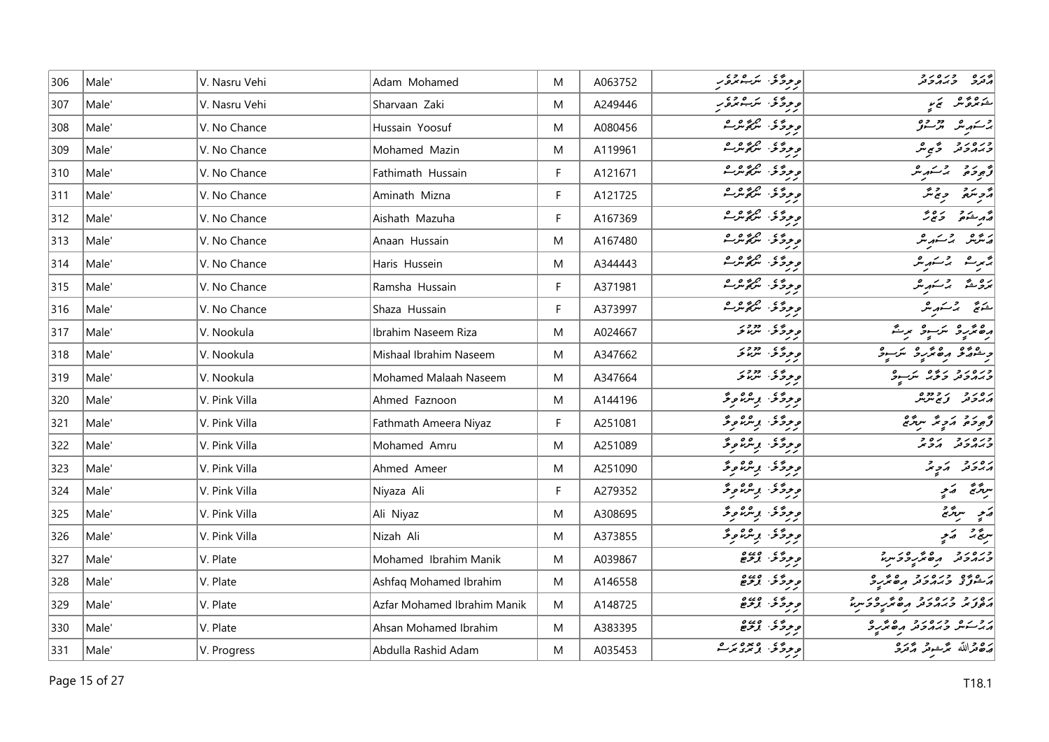| 306 | Male' | V. Nasru Vehi | Adam Mohamed | M | A063752 | ވިލިމާލެ. ނަސްރުވެހި | އާދަމް މުހައްމަދު |
|---|---|---|---|---|---|---|---|
| 307 | Male' | V. Nasru Vehi | Sharvaan Zaki | M | A249446 | ވިލިމާލެ. ނަސްރުވެހި | ޝަރުވާން ޒަކީ |
| 308 | Male' | V. No Chance | Hussain Yoosuf | M | A080456 | ވިލިމާލެ. ނޯޗާންސް | ހުސައިން ޔޫސުފް |
| 309 | Male' | V. No Chance | Mohamed Mazin | M | A119961 | ވިލިމާލެ. ނޯޗާންސް | މުހައްމަދު މާޒިން |
| 310 | Male' | V. No Chance | Fathimath Hussain | F | A121671 | ވިލިމާލެ. ނޯޗާންސް | ފާތިމަތު ހުސައިން |
| 311 | Male' | V. No Chance | Aminath Mizna | F | A121725 | ވިލިމާލެ. ނޯޗާންސް | އާމިނަތު މިޒްނާ |
| 312 | Male' | V. No Chance | Aishath Mazuha | F | A167369 | ވިލިމާލެ. ނޯޗާންސް | އާއިޝަތު މަޒުހާ |
| 313 | Male' | V. No Chance | Anaan Hussain | M | A167480 | ވިލިމާލެ. ނޯޗާންސް | އަނާން ހުސައިން |
| 314 | Male' | V. No Chance | Haris Hussein | M | A344443 | ވިލިމާލެ. ނޯޗާންސް | ހާރިސް ހުސައިން |
| 315 | Male' | V. No Chance | Ramsha Hussain | F | A371981 | ވިލިމާލެ. ނޯޗާންސް | ރަމްޝާ ހުސައިން |
| 316 | Male' | V. No Chance | Shaza Hussain | F | A373997 | ވިލިމާލެ. ނޯޗާންސް | ޝަޒާ ހުސައިން |
| 317 | Male' | V. Nookula | Ibrahim Naseem Riza | M | A024667 | ވިލިމާލެ. ނޫކުލަ | އިބްރާހީމް ނަސީމް ރިޒާ |
| 318 | Male' | V. Nookula | Mishaal Ibrahim Naseem | M | A347662 | ވިލިމާލެ. ނޫކުލަ | މިޝާއަލް އިބްރާހީމް ނަސީމް |
| 319 | Male' | V. Nookula | Mohamed Malaah Naseem | M | A347664 | ވިލިމާލެ. ނޫކުލަ | މުހައްމަދު މަލާހް ނަސީމް |
| 320 | Male' | V. Pink Villa | Ahmed Faznoon | M | A144196 | ވިލިމާލެ. ޕިންކްވިލާ | އަހްމަދު ފަޒްނޫން |
| 321 | Male' | V. Pink Villa | Fathmath Ameera Niyaz | F | A251081 | ވިލިމާލެ. ޕިންކްވިލާ | ފާތިމަތު އަމީރާ ނިޔާޒް |
| 322 | Male' | V. Pink Villa | Mohamed Amru | M | A251089 | ވިލިމާލެ. ޕިންކްވިލާ | މުހައްމަދު އަމްރު |
| 323 | Male' | V. Pink Villa | Ahmed Ameer | M | A251090 | ވިލިމާލެ. ޕިންކްވިލާ | އަހްމަދު އަމީރު |
| 324 | Male' | V. Pink Villa | Niyaza Ali | F | A279352 | ވިލިމާލެ. ޕިންކްވިލާ | ނިޔާޒާ އަލީ |
| 325 | Male' | V. Pink Villa | Ali Niyaz | M | A308695 | ވިލިމާލެ. ޕިންކްވިލާ | އަލީ ނިޔާޒް |
| 326 | Male' | V. Pink Villa | Nizah Ali | M | A373855 | ވިލިމާލެ. ޕިންކްވިލާ | ނިޒާހް އަލީ |
| 327 | Male' | V. Plate | Mohamed Ibrahim Manik | M | A039867 | ވިލިމާލެ. ޕްލޭޓް | މުހައްމަދު އިބްރާހީމްމަނިކު |
| 328 | Male' | V. Plate | Ashfaq Mohamed Ibrahim | M | A146558 | ވިލިމާލެ. ޕްލޭޓް | އަޝްފާގު މުހައްމަދު އިބްރާހީމް |
| 329 | Male' | V. Plate | Azfar Mohamed Ibrahim Manik | M | A148725 | ވިލިމާލެ. ޕްލޭޓް | އަޒްފަރު މުހައްމަދު އިބްރާހީމްމަނިކު |
| 330 | Male' | V. Plate | Ahsan Mohamed Ibrahim | M | A383395 | ވިލިމާލެ. ޕްލޭޓް | އަހްސަން މުހައްމަދު އިބްރާހީމް |
| 331 | Male' | V. Progress | Abdulla Rashid Adam | M | A035453 | ވިލިމާލެ. ޕްރޮގްރެސް | އަބްދުﷲ ރާޝިދު އާދަމް |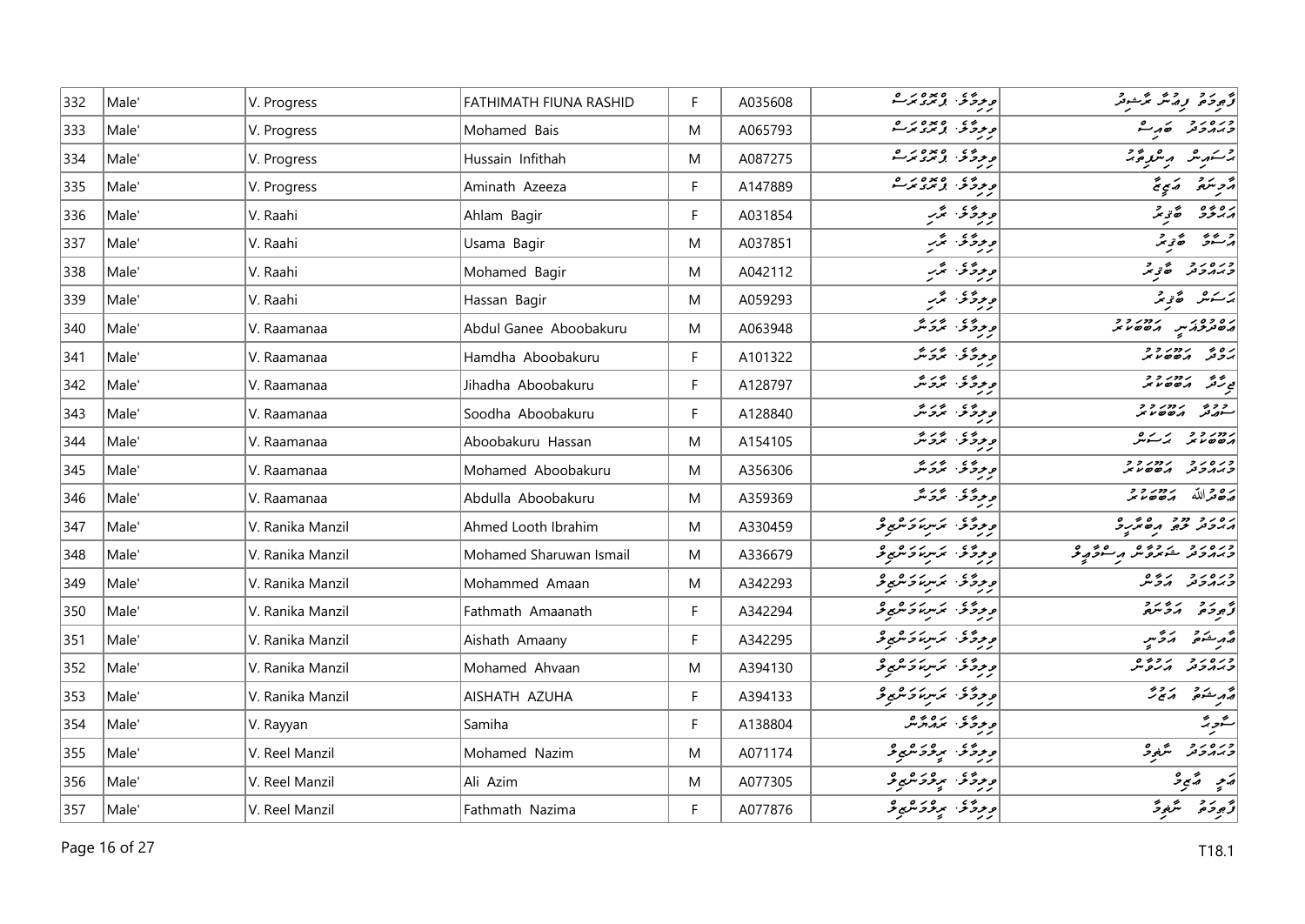| | | | | | | | |
|---|---|---|---|---|---|---|---|
| 332 | Male' | V. Progress | FATHIMATH FIUNA RASHID | F | A035608 | ވިލިގިލި. ޕްރޮގްރެސް | ފާތިމަތު ފިއުނާ ރާޝިދު |
| 333 | Male' | V. Progress | Mohamed Bais | M | A065793 | ވިލިގިލި. ޕްރޮގްރެސް | މުހައްމަދު ބައިސް |
| 334 | Male' | V. Progress | Hussain Infithah | M | A087275 | ވިލިގިލި. ޕްރޮގްރެސް | ހުސައިން އިންފިތާހު |
| 335 | Male' | V. Progress | Aminath Azeeza | F | A147889 | ވިލިގިލި. ޕްރޮގްރެސް | އާމިނަތު އަޒީޒާ |
| 336 | Male' | V. Raahi | Ahlam Bagir | F | A031854 | ވިލިގިލި. ރާހި | އަހުލާމް ބާގިރު |
| 337 | Male' | V. Raahi | Usama Bagir | M | A037851 | ވިލިގިލި. ރާހި | އުސާމާ ބާގިރު |
| 338 | Male' | V. Raahi | Mohamed Bagir | M | A042112 | ވިލިގިލި. ރާހި | މުހައްމަދު ބާގިރު |
| 339 | Male' | V. Raahi | Hassan Bagir | M | A059293 | ވިލިގިލި. ރާހި | ހަސަން ބާގިރު |
| 340 | Male' | V. Raamanaa | Abdul Ganee Aboobakuru | M | A063948 | ވިލިގިލި. ރާމަނާ | އަބްދުލްޣަނީ އަބޫބަކުރު |
| 341 | Male' | V. Raamanaa | Hamdha Aboobakuru | F | A101322 | ވިލިގިލި. ރާމަނާ | ހަމްދާ އަބޫބަކުރު |
| 342 | Male' | V. Raamanaa | Jihadha Aboobakuru | F | A128797 | ވިލިގިލި. ރާމަނާ | ޖިހާދާ އަބޫބަކުރު |
| 343 | Male' | V. Raamanaa | Soodha Aboobakuru | F | A128840 | ވިލިގިލި. ރާމަނާ | ސޫދާ އަބޫބަކުރު |
| 344 | Male' | V. Raamanaa | Aboobakuru Hassan | M | A154105 | ވިލިގިލި. ރާމަނާ | އަބޫބަކުރު ހަސަން |
| 345 | Male' | V. Raamanaa | Mohamed Aboobakuru | M | A356306 | ވިލިގިލި. ރާމަނާ | މުހައްމަދު އަބޫބަކުރު |
| 346 | Male' | V. Raamanaa | Abdulla Aboobakuru | M | A359369 | ވިލިގިލި. ރާމަނާ | އަބްދުﷲ އަބޫބަކުރު |
| 347 | Male' | V. Ranika Manzil | Ahmed Looth Ibrahim | M | A330459 | ވިލިގިލި. ރަނިކާމަންޒިލް | އަހުމަދު ލޫތު އިބްރާހީމް |
| 348 | Male' | V. Ranika Manzil | Mohamed Sharuwan Ismail | M | A336679 | ވިލިގިލި. ރަނިކާމަންޒިލް | މުހައްމަދު ޝަރުވާން އިސްމާޢީލް |
| 349 | Male' | V. Ranika Manzil | Mohammed Amaan | M | A342293 | ވިލިގިލި. ރަނިކާމަންޒިލް | މުހައްމަދު އަމާން |
| 350 | Male' | V. Ranika Manzil | Fathmath Amaanath | F | A342294 | ވިލިގިލި. ރަނިކާމަންޒިލް | ފާތިމަތު އަމާނަތު |
| 351 | Male' | V. Ranika Manzil | Aishath Amaany | F | A342295 | ވިލިގިލި. ރަނިކާމަންޒިލް | އާއިޝަތު އަމާނީ |
| 352 | Male' | V. Ranika Manzil | Mohamed Ahvaan | M | A394130 | ވިލިގިލި. ރަނިކާމަންޒިލް | މުހައްމަދު އަހުވާން |
| 353 | Male' | V. Ranika Manzil | AISHATH AZUHA | F | A394133 | ވިލިގިލި. ރަނިކާމަންޒިލް | އާއިޝަތު އަޒުހާ |
| 354 | Male' | V. Rayyan | Samiha | F | A138804 | ވިލިގިލި. ރައްޔާން | ސާމިހާ |
| 355 | Male' | V. Reel Manzil | Mohamed Nazim | M | A071174 | ވިލިގިލި. ރީލްމަންޒިލް | މުހައްމަދު ނާޒިމް |
| 356 | Male' | V. Reel Manzil | Ali Azim | M | A077305 | ވިލިގިލި. ރީލްމަންޒިލް | އަލި އާޒިމް |
| 357 | Male' | V. Reel Manzil | Fathmath Nazima | F | A077876 | ވިލިގިލި. ރީލްމަންޒިލް | ފާތިމަތު ނާޒިމާ |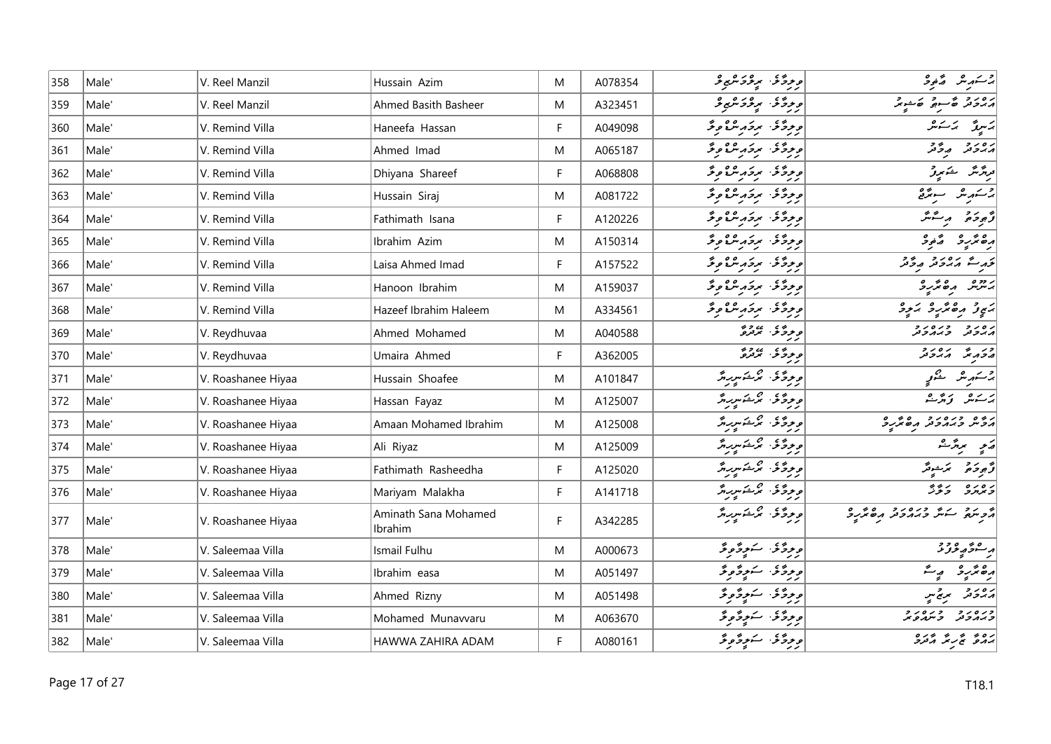| | | | | | | | |
|---|---|---|---|---|---|---|---|
| 358 | Male' | V. Reel Manzil | Hussain Azim | M | A078354 | ވިލިގިލި، ރީލްމަންޒިލް | ހުސައިން އާޒިމް |
| 359 | Male' | V. Reel Manzil | Ahmed Basith Basheer | M | A323451 | ވިލިގިލި، ރީލްމަންޒިލް | އަހުމަދު ބާސިތު ބަޝީރު |
| 360 | Male' | V. Remind Villa | Haneefa Hassan | F | A049098 | ވިލިގިލި، ރިމައިންޑްވިލާ | ހަނީފާ ހަސަން |
| 361 | Male' | V. Remind Villa | Ahmed Imad | M | A065187 | ވިލިގިލި، ރިމައިންޑްވިލާ | އަހުމަދު އިމާދު |
| 362 | Male' | V. Remind Villa | Dhiyana Shareef | F | A068808 | ވިލިގިލި، ރިމައިންޑްވިލާ | ދިޔާނާ ޝަރީފު |
| 363 | Male' | V. Remind Villa | Hussain Siraj | M | A081722 | ވިލިގިލި، ރިމައިންޑްވިލާ | ހުސައިން ސިރާޖު |
| 364 | Male' | V. Remind Villa | Fathimath Isana | F | A120226 | ވިލިގިލި، ރިމައިންޑްވިލާ | ފާތިމަތު އިސާނާ |
| 365 | Male' | V. Remind Villa | Ibrahim Azim | M | A150314 | ވިލިގިލި، ރިމައިންޑްވިލާ | އިބްރާހީމް އާޒިމް |
| 366 | Male' | V. Remind Villa | Laisa Ahmed Imad | F | A157522 | ވިލިގިލި، ރިމައިންޑްވިލާ | ލައިސާ އަހުމަދު އިމާދު |
| 367 | Male' | V. Remind Villa | Hanoon Ibrahim | M | A159037 | ވިލިގިލި، ރިމައިންޑްވިލާ | ހަނޫން އިބްރާހީމް |
| 368 | Male' | V. Remind Villa | Hazeef Ibrahim Haleem | M | A334561 | ވިލިގިލި، ރިމައިންޑްވިލާ | ހަޒީފް އިބްރާހީމް ހަލީމް |
| 369 | Male' | V. Reydhuvaa | Ahmed Mohamed | M | A040588 | ވިލިގިލި، ރޭދުވާ | އަހުމަދު މުހައްމަދު |
| 370 | Male' | V. Reydhuvaa | Umaira Ahmed | F | A362005 | ވިލިގިލި، ރޭދުވާ | އުމައިރާ އަހުމަދު |
| 371 | Male' | V. Roashanee Hiyaa | Hussain Shoafee | M | A101847 | ވިލިގިލި، ރޯޝަނީހިޔާ | ހުސައިން ޝޯފީ |
| 372 | Male' | V. Roashanee Hiyaa | Hassan Fayaz | M | A125007 | ވިލިގިލި، ރޯޝަނީހިޔާ | ހަސަން ފަޔާޟް |
| 373 | Male' | V. Roashanee Hiyaa | Amaan Mohamed Ibrahim | M | A125008 | ވިލިގިލި، ރޯޝަނީހިޔާ | އަމާން މުހައްމަދު އިބްރާހީމް |
| 374 | Male' | V. Roashanee Hiyaa | Ali Riyaz | M | A125009 | ވިލިގިލި، ރޯޝަނީހިޔާ | އަލި ރިޔާޒު |
| 375 | Male' | V. Roashanee Hiyaa | Fathimath Rasheedha | F | A125020 | ވިލިގިލި، ރޯޝަނީހިޔާ | ފާތިމަތު ރަޝީދާ |
| 376 | Male' | V. Roashanee Hiyaa | Mariyam Malakha | F | A141718 | ވިލިގިލި، ރޯޝަނީހިޔާ | މަރިޔަމް މަލަކާ |
| 377 | Male' | V. Roashanee Hiyaa | Aminath Sana Mohamed Ibrahim | F | A342285 | ވިލިގިލި، ރޯޝަނީހިޔާ | އާމިނަތު ސަނާ މުހައްމަދު އިބްރާހީމް |
| 378 | Male' | V. Saleemaa Villa | Ismail Fulhu | M | A000673 | ވިލިގިލި، ސަލީމާވިލާ | އިސްމާއިލްފުޅު |
| 379 | Male' | V. Saleemaa Villa | Ibrahim easa | M | A051497 | ވިލިގިލި، ސަލީމާވިލާ | އިބްރާހީމް ޢީސާ |
| 380 | Male' | V. Saleemaa Villa | Ahmed Rizny | M | A051498 | ވިލިގިލި، ސަލީމާވިލާ | އަހުމަދު ރިޒްނީ |
| 381 | Male' | V. Saleemaa Villa | Mohamed Munavvaru | M | A063670 | ވިލިގިލި، ސަލީމާވިލާ | މުހައްމަދު މުނައްވަރު |
| 382 | Male' | V. Saleemaa Villa | HAWWA ZAHIRA ADAM | F | A080161 | ވިލިގިލި، ސަލީމާވިލާ | ހައްވާ ޒާހިރާ އާދަމް |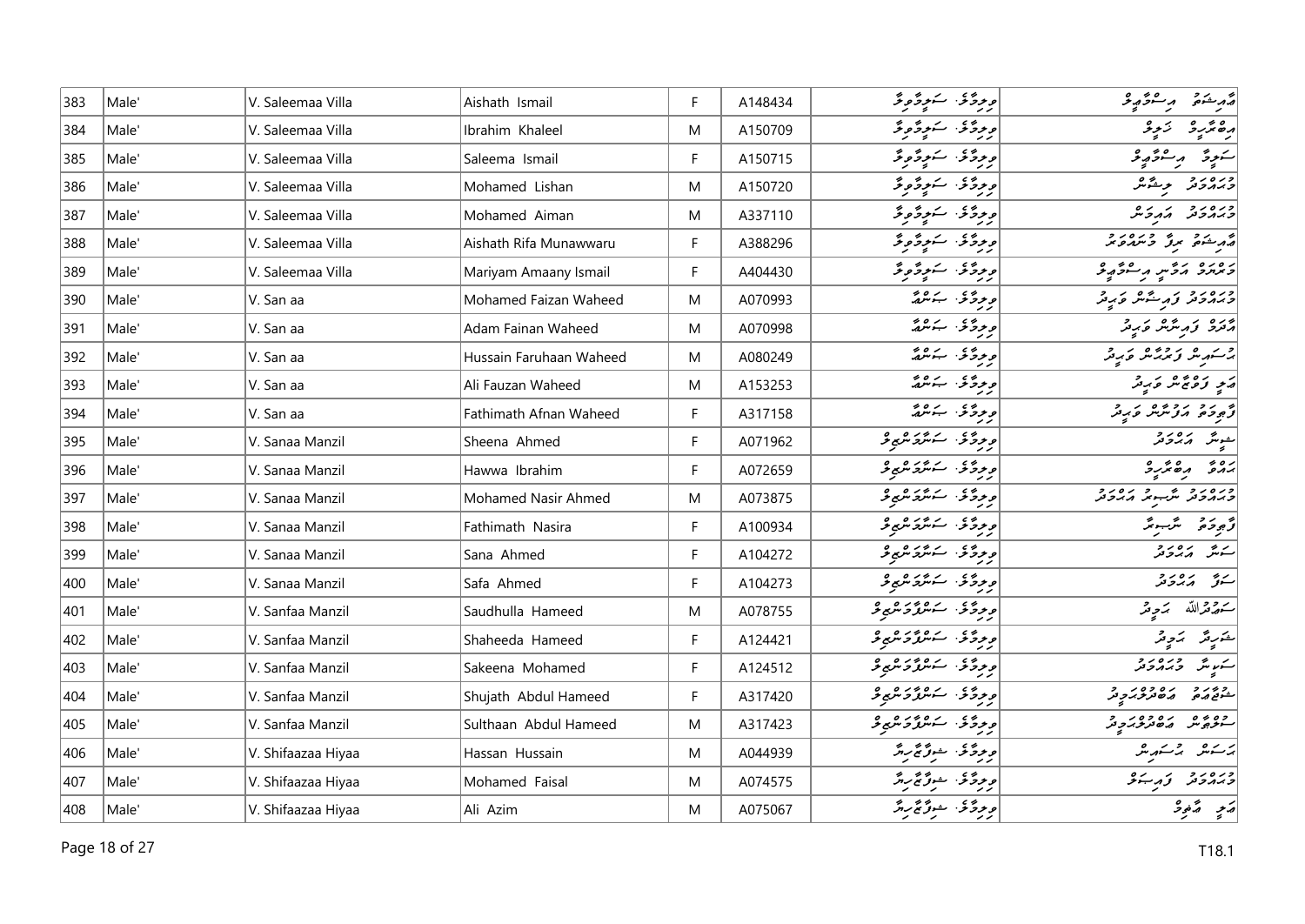| | | | | | | | |
|---|---|---|---|---|---|---|---|
| 383 | Male' | V. Saleemaa Villa | Aishath Ismail | F | A148434 | ވިލިމާލެ. ސަލީމާވިލާ | އާއިޝަތު އިސްމާޢީލް |
| 384 | Male' | V. Saleemaa Villa | Ibrahim Khaleel | M | A150709 | ވިލިމާލެ. ސަލީމާވިލާ | އިބްރާހީމް ޚަލީލް |
| 385 | Male' | V. Saleemaa Villa | Saleema Ismail | F | A150715 | ވިލިމާލެ. ސަލީމާވިލާ | ސަލީމާ އިސްމާޢީލް |
| 386 | Male' | V. Saleemaa Villa | Mohamed Lishan | M | A150720 | ވިލިމާލެ. ސަލީމާވިލާ | މުޙައްމަދު ލިޝާން |
| 387 | Male' | V. Saleemaa Villa | Mohamed Aiman | M | A337110 | ވިލިމާލެ. ސަލީމާވިލާ | މުޙައްމަދު އައިމަން |
| 388 | Male' | V. Saleemaa Villa | Aishath Rifa Munawwaru | F | A388296 | ވިލިމާލެ. ސަލީމާވިލާ | އާއިޝަތު ރިފާ މުނައްވަރު |
| 389 | Male' | V. Saleemaa Villa | Mariyam Amaany Ismail | F | A404430 | ވިލިމާލެ. ސަލީމާވިލާ | މަރިޔަމް އަމާނީ އިސްމާޢީލް |
| 390 | Male' | V. San aa | Mohamed Faizan Waheed | M | A070993 | ވިލިމާލެ. ސަނާ | މުޙައްމަދު ފައިޒާން ވަޙީދު |
| 391 | Male' | V. San aa | Adam Fainan Waheed | M | A070998 | ވިލިމާލެ. ސަނާ | އާދަމް ފައިނާން ވަޙީދު |
| 392 | Male' | V. San aa | Hussain Faruhaan Waheed | M | A080249 | ވިލިމާލެ. ސަނާ | ހުސައިން ފަރުހާން ވަޙީދު |
| 393 | Male' | V. San aa | Ali Fauzan Waheed | M | A153253 | ވިލިމާލެ. ސަނާ | އަލި ފައުޒާން ވަޙީދު |
| 394 | Male' | V. San aa | Fathimath Afnan Waheed | F | A317158 | ވިލިމާލެ. ސަނާ | ފާތިމަތު އަފްނާން ވަޙީދު |
| 395 | Male' | V. Sanaa Manzil | Sheena Ahmed | F | A071962 | ވިލިމާލެ. ސަނާމަންޒިލް | ޝީނާ އަޙްމަދު |
| 396 | Male' | V. Sanaa Manzil | Hawwa Ibrahim | F | A072659 | ވިލިމާލެ. ސަނާމަންޒިލް | ހައްވާ އިބްރާހީމް |
| 397 | Male' | V. Sanaa Manzil | Mohamed Nasir Ahmed | M | A073875 | ވިލިމާލެ. ސަނާމަންޒިލް | މުޙައްމަދު ނާސިރު އަޙްމަދު |
| 398 | Male' | V. Sanaa Manzil | Fathimath Nasira | F | A100934 | ވިލިމާލެ. ސަނާމަންޒިލް | ފާތިމަތު ނާސިރާ |
| 399 | Male' | V. Sanaa Manzil | Sana Ahmed | F | A104272 | ވިލިމާލެ. ސަނާމަންޒިލް | ސަނާ އަޙްމަދު |
| 400 | Male' | V. Sanaa Manzil | Safa Ahmed | F | A104273 | ވިލިމާލެ. ސަނާމަންޒިލް | ސަފާ އަޙްމަދު |
| 401 | Male' | V. Sanfaa Manzil | Saudhulla Hameed | M | A078755 | ވިލިމާލެ. ސަންފާމަންޒިލް | ސައުދުﷲ ހަމީދު |
| 402 | Male' | V. Sanfaa Manzil | Shaheeda Hameed | F | A124421 | ވިލިމާލެ. ސަންފާމަންޒިލް | ޝަހީދާ ހަމީދު |
| 403 | Male' | V. Sanfaa Manzil | Sakeena Mohamed | F | A124512 | ވިލިމާލެ. ސަންފާމަންޒިލް | ސަކީނާ މުޙައްމަދު |
| 404 | Male' | V. Sanfaa Manzil | Shujath Abdul Hameed | F | A317420 | ވިލިމާލެ. ސަންފާމަންޒިލް | ޝުޖާޢަތު އަބްދުލްޙަމީދު |
| 405 | Male' | V. Sanfaa Manzil | Sulthaan Abdul Hameed | M | A317423 | ވިލިމާލެ. ސަންފާމަންޒިލް | ސުލްޠާން އަބްދުލްޙަމީދު |
| 406 | Male' | V. Shifaazaa Hiyaa | Hassan Hussain | M | A044939 | ވިލިމާލެ. ޝިފާޒާހިޔާ | ޙަސަން ޙުސައިން |
| 407 | Male' | V. Shifaazaa Hiyaa | Mohamed Faisal | M | A074575 | ވިލިމާލެ. ޝިފާޒާހިޔާ | މުޙައްމަދު ފައިސަލް |
| 408 | Male' | V. Shifaazaa Hiyaa | Ali Azim | M | A075067 | ވިލިމާލެ. ޝިފާޒާހިޔާ | އަލި އާޒިމް |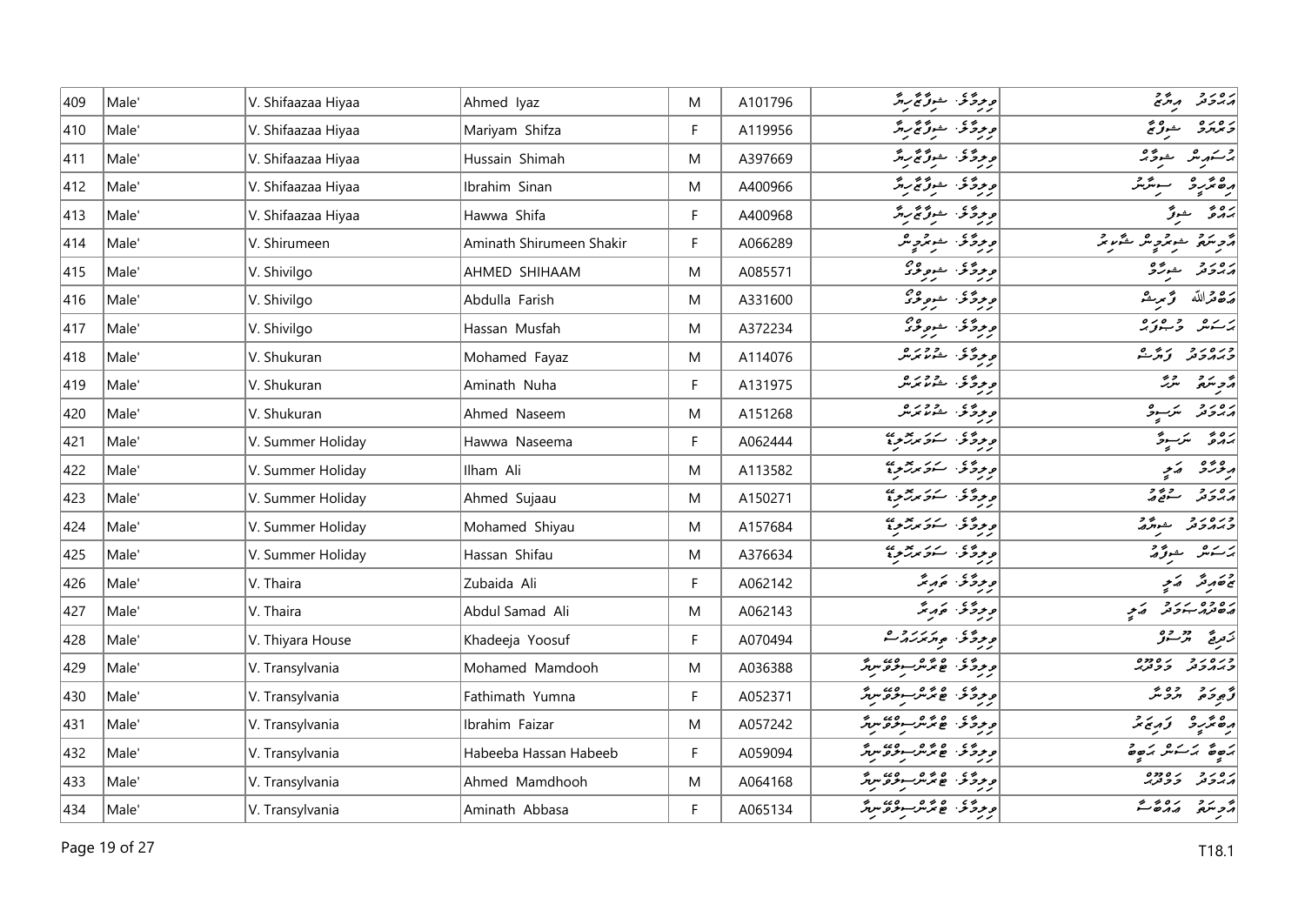| | | | | | | | |
|---|---|---|---|---|---|---|---|
| 409 | Male' | V. Shifaazaa Hiyaa | Ahmed Iyaz | M | A101796 | ވިލިމާލެ. ޝިފާޒާ ހިޔާ | އަހުމަދު އިޔާޒު |
| 410 | Male' | V. Shifaazaa Hiyaa | Mariyam Shifza | F | A119956 | ވިލިމާލެ. ޝިފާޒާ ހިޔާ | މަރިޔަމް ޝިފްޒާ |
| 411 | Male' | V. Shifaazaa Hiyaa | Hussain Shimah | M | A397669 | ވިލިމާލެ. ޝިފާޒާ ހިޔާ | ހުސައިން ޝިމާޙް |
| 412 | Male' | V. Shifaazaa Hiyaa | Ibrahim Sinan | M | A400966 | ވިލިމާލެ. ޝިފާޒާ ހިޔާ | އިބްރާހީމް ސިނާން |
| 413 | Male' | V. Shifaazaa Hiyaa | Hawwa Shifa | F | A400968 | ވިލިމާލެ. ޝިފާޒާ ހިޔާ | ހައްވާ ޝިފާ |
| 414 | Male' | V. Shirumeen | Aminath Shirumeen Shakir | F | A066289 | ވިލިމާލެ. ޝިރުމީން | އާމިނަތު ޝިރުމީން ޝާކިރު |
| 415 | Male' | V. Shivilgo | AHMED SHIHAAM | M | A085571 | ވިލިމާލެ. ޝިވިލްގޯ | އަހުމަދު ޝިހާމް |
| 416 | Male' | V. Shivilgo | Abdulla Farish | M | A331600 | ވިލިމާލެ. ޝިވިލްގޯ | އަބްދުﷲ ފާރިޝް |
| 417 | Male' | V. Shivilgo | Hassan Musfah | M | A372234 | ވިލިމާލެ. ޝިވިލްގޯ | ހަސަން މުސްފަހް |
| 418 | Male' | V. Shukuran | Mohamed Fayaz | M | A114076 | ވިލިމާލެ. ޝުކުރަން | މުހައްމަދު ފައްޔާޒް |
| 419 | Male' | V. Shukuran | Aminath Nuha | F | A131975 | ވިލިމާލެ. ޝުކުރަން | އާމިނަތު ނުހާ |
| 420 | Male' | V. Shukuran | Ahmed Naseem | M | A151268 | ވިލިމާލެ. ޝުކުރަން | އަހުމަދު ނަސީމް |
| 421 | Male' | V. Summer Holiday | Hawwa Naseema | F | A062444 | ވިލިމާލެ. ސަމަރހޮލިޑޭ | ހައްވާ ނަސީމާ |
| 422 | Male' | V. Summer Holiday | Ilham Ali | M | A113582 | ވިލިމާލެ. ސަމަރހޮލިޑޭ | އިލްހާމް ޢަލީ |
| 423 | Male' | V. Summer Holiday | Ahmed Sujaau | M | A150271 | ވިލިމާލެ. ސަމަރހޮލިޑޭ | އަހުމަދު ސުޖާއު |
| 424 | Male' | V. Summer Holiday | Mohamed Shiyau | M | A157684 | ވިލިމާލެ. ސަމަރހޮލިޑޭ | މުހައްމަދު ޝިޔާއު |
| 425 | Male' | V. Summer Holiday | Hassan Shifau | M | A376634 | ވިލިމާލެ. ސަމަރހޮލިޑޭ | ހަސަން ޝިފާއު |
| 426 | Male' | V. Thaira | Zubaida Ali | F | A062142 | ވިލިމާލެ. ތައިރާ | ޒުބައިދާ ޢަލީ |
| 427 | Male' | V. Thaira | Abdul Samad Ali | M | A062143 | ވިލިމާލެ. ތައިރާ | އަބްދުލްސަމަދު ޢަލީ |
| 428 | Male' | V. Thiyara House | Khadeeja Yoosuf | F | A070494 | ވިލިމާލެ. ތިޔަރާހައުސް | ޚަދީޖާ ޔޫސުފް |
| 429 | Male' | V. Transylvania | Mohamed Mamdooh | M | A036388 | ވިލިމާލެ. ޓްރާންސިލްވޭނިއާ | މުހައްމަދު މަމްދޫޙް |
| 430 | Male' | V. Transylvania | Fathimath Yumna | F | A052371 | ވިލިމާލެ. ޓްރާންސިލްވޭނިއާ | ފާތިމަތު ޔުމްނާ |
| 431 | Male' | V. Transylvania | Ibrahim Faizar | M | A057242 | ވިލިމާލެ. ޓްރާންސިލްވޭނިއާ | އިބްރާހީމް ފައިޒަރު |
| 432 | Male' | V. Transylvania | Habeeba Hassan Habeeb | F | A059094 | ވިލިމާލެ. ޓްރާންސިލްވޭނިއާ | ހަބީބާ ހަސަން ހަބީބު |
| 433 | Male' | V. Transylvania | Ahmed Mamdhooh | M | A064168 | ވިލިމާލެ. ޓްރާންސިލްވޭނިއާ | އަހުމަދު މަމްދޫޙް |
| 434 | Male' | V. Transylvania | Aminath Abbasa | F | A065134 | ވިލިމާލެ. ޓްރާންސިލްވޭނިއާ | އާމިނަތު އައްބާސާ |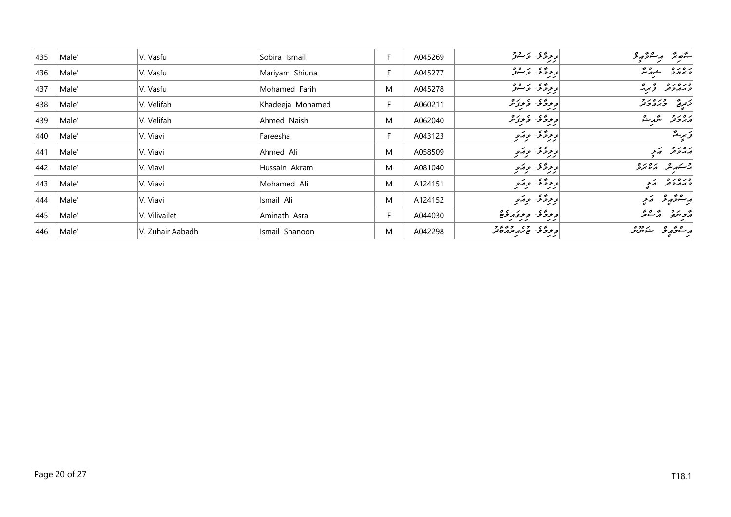| | | | | | | | |
|---|---|---|---|---|---|---|---|
| 435 | Male' | V. Vasfu | Sobira Ismail | F | A045269 | ވިލިމާލެ. ވަސްފު | ސާބިރާ އިސްމާޢީލް |
| 436 | Male' | V. Vasfu | Mariyam Shiuna | F | A045277 | ވިލިމާލެ. ވަސްފު | މަރްޔަމް ޝިއުނާ |
| 437 | Male' | V. Vasfu | Mohamed Farih | M | A045278 | ވިލިމާލެ. ވަސްފު | މުޙައްމަދު ފާރިހު |
| 438 | Male' | V. Velifah | Khadeeja Mohamed | F | A060211 | ވިލިމާލެ. ވެލިފަން | ޚަދީޖާ މުޙައްމަދު |
| 439 | Male' | V. Velifah | Ahmed Naish | M | A062040 | ވިލިމާލެ. ވެލިފަން | އަޙްމަދު ނާއިޝް |
| 440 | Male' | V. Viavi | Fareesha | F | A043123 | ވިލިމާލެ. ވިއަވި | ފަރީޝާ |
| 441 | Male' | V. Viavi | Ahmed Ali | M | A058509 | ވިލިމާލެ. ވިއަވި | އަޙްމަދު ޢަލީ |
| 442 | Male' | V. Viavi | Hussain Akram | M | A081040 | ވިލިމާލެ. ވިއަވި | ހުސައިން އަކްރަމް |
| 443 | Male' | V. Viavi | Mohamed Ali | M | A124151 | ވިލިމާލެ. ވިއަވި | މުޙައްމަދު ޢަލީ |
| 444 | Male' | V. Viavi | Ismail Ali | M | A124152 | ވިލިމާލެ. ވިއަވި | އިސްމާޢީލް ޢަލީ |
| 445 | Male' | V. Vilivailet | Aminath Asra | F | A044030 | ވިލިމާލެ. ވިލިވައިލެޓް | އާމިނަތު އަސްރާ |
| 446 | Male' | V. Zuhair Aabadh | Ismail Shanoon | M | A042298 | ވިލިމާލެ. ޒުހައިރުއާބާދު | އިސްމާޢީލް ޝަނޫން |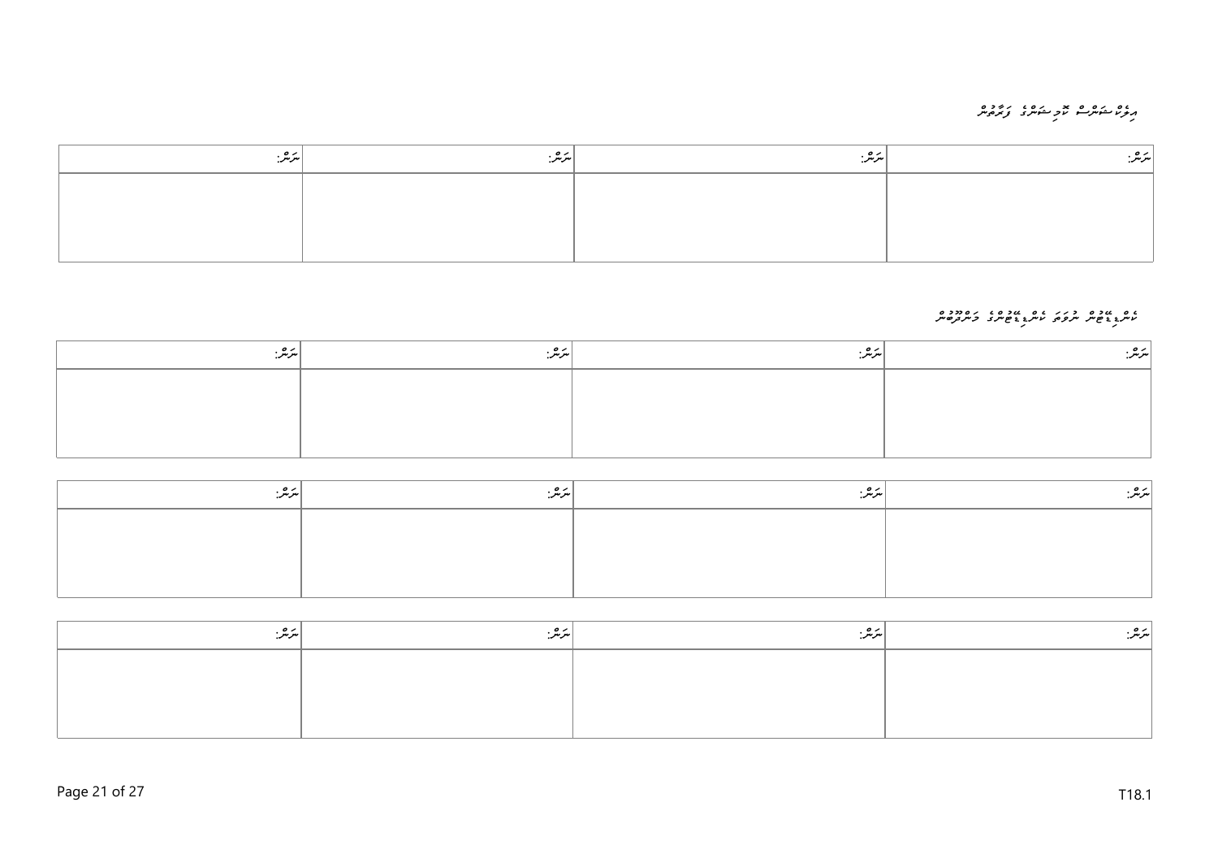## އިލެކްޝަންސް ކޮމިޝަންގެ ފަރާތުން

| ނަން: | ނަން: | ނަން: | ނަން: |
|---|---|---|---|
| | | | |

## ކަންދީފައިވާ ނުވަތަ ކެންޑިޑޭޓުންގެ މަންދޫބުން

| ނަން: | ނަން: | ނަން: | ނަން: |
|---|---|---|---|
| | | | |

| ނަން: | ނަން: | ނަން: | ނަން: |
|---|---|---|---|
| | | | |

| ނަން: | ނަން: | ނަން: | ނަން: |
|---|---|---|---|
| | | | |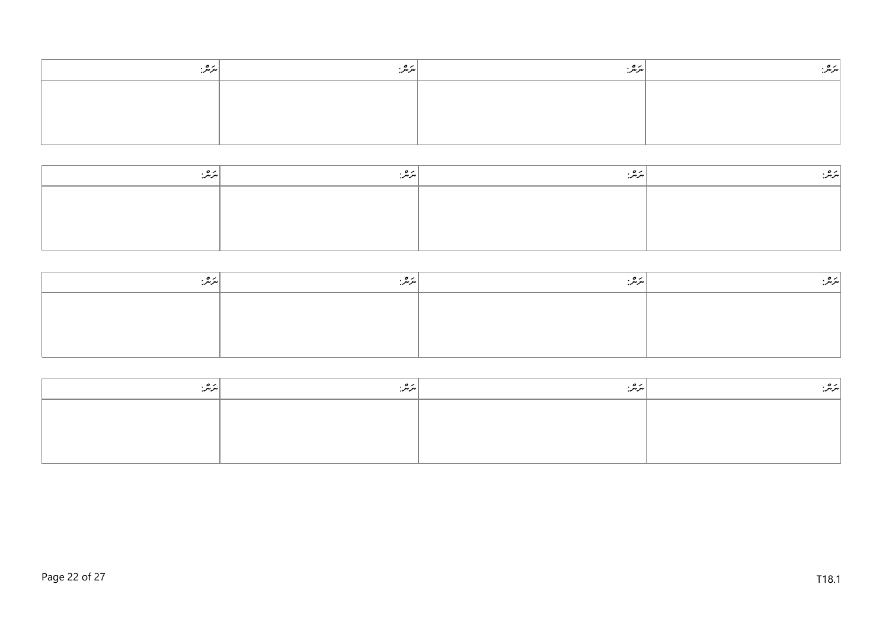| ﻿ﯩﺮﯩﯔ: | ﯩﺮﯩﯔ: | ﯩﺮﯩﯔ: | ﯩﺮﯩﯔ: |
| --- | --- | --- | --- |
| | | | |

| ﯩﺮﯩﯔ: | ﯩﺮﯩﯔ: | ﯩﺮﯩﯔ: | ﯩﺮﯩﯔ: |
| --- | --- | --- | --- |
| | | | |

| ﯩﺮﯩﯔ: | ﯩﺮﯩﯔ: | ﯩﺮﯩﯔ: | ﯩﺮﯩﯔ: |
| --- | --- | --- | --- |
| | | | |

| ﯩﺮﯩﯔ: | ﯩﺮﯩﯔ: | ﯩﺮﯩﯔ: | ﯩﺮﯩﯔ: |
| --- | --- | --- | --- |
| | | | |

T18.1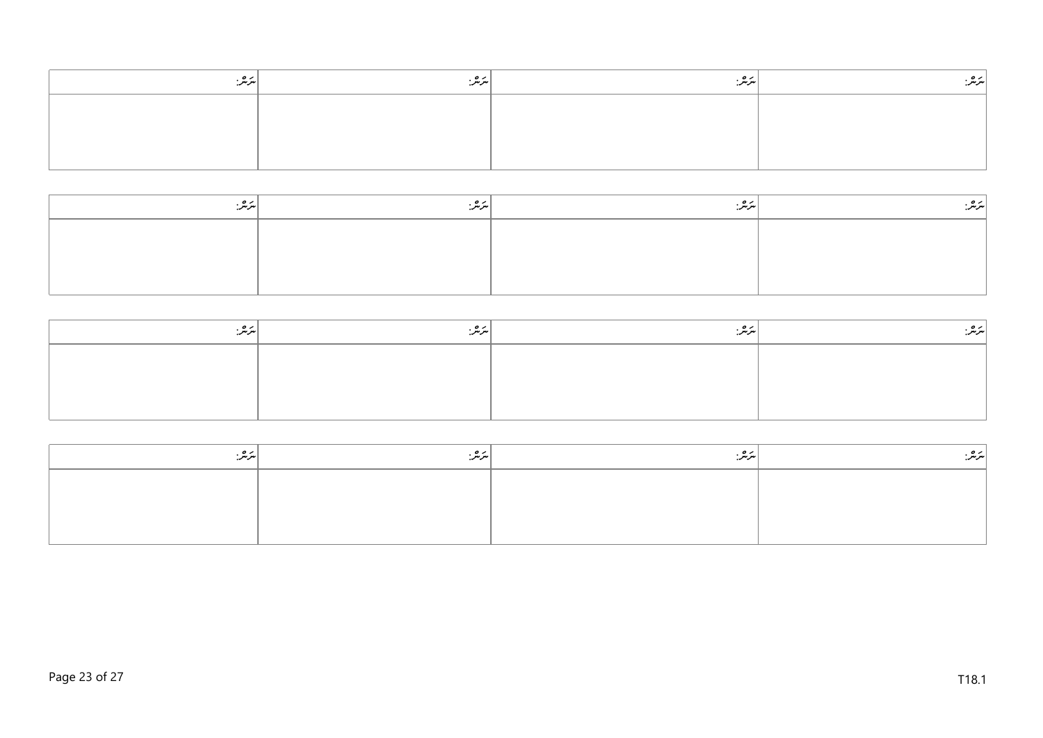| ނަަްނ: | ނަަްނ: | ނަަްނ: | ނަަްނ: |
| --- | --- | --- | --- |
| | | | |

| ނަަްނ: | ނަަްނ: | ނަަްނ: | ނަަްނ: |
| --- | --- | --- | --- |
| | | | |

| ނަަްނ: | ނަަްނ: | ނަަްނ: | ނަަްނ: |
| --- | --- | --- | --- |
| | | | |

| ނަަްނ: | ނަަްނ: | ނަަްނ: | ނަަްނ: |
| --- | --- | --- | --- |
| | | | |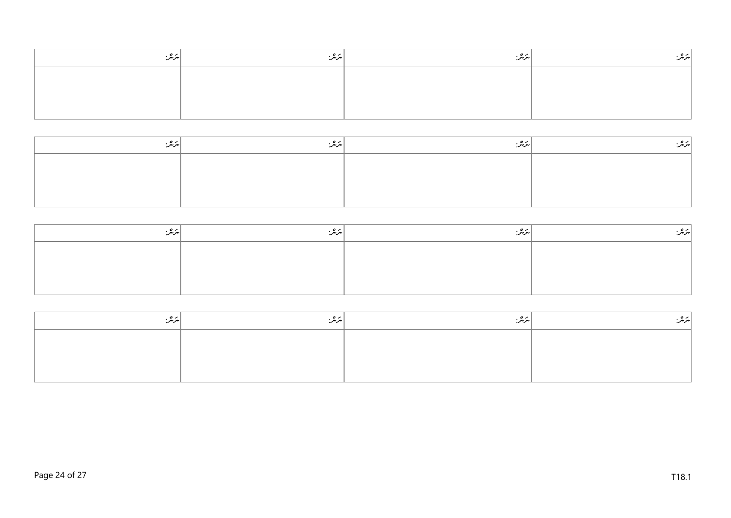| ނަރުދ: | ނަރުދ: | ނަރުދ: | ނަރުދ: |
| --- | --- | --- | --- |
| | | | |

| ނަރުދ: | ނަރުދ: | ނަރުދ: | ނަރުދ: |
| --- | --- | --- | --- |
| | | | |

| ނަރުދ: | ނަރުދ: | ނަރުދ: | ނަރުދ: |
| --- | --- | --- | --- |
| | | | |

| ނަރުދ: | ނަރުދ: | ނަރުދ: | ނަރުދ: |
| --- | --- | --- | --- |
| | | | |

T18.1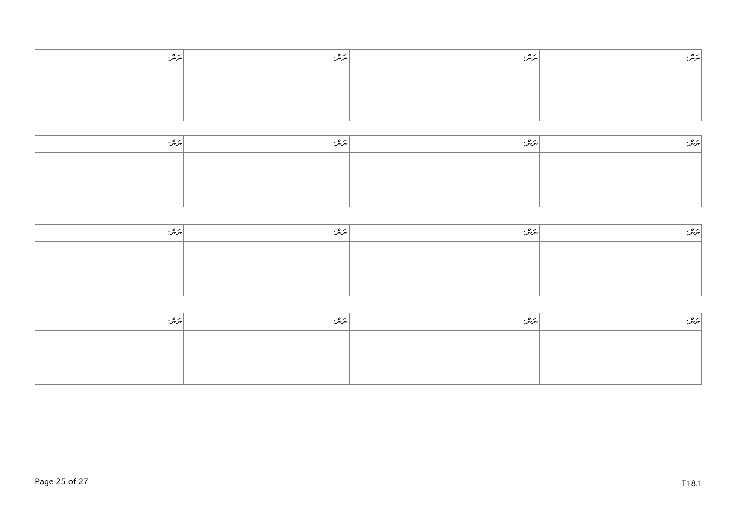| ނަރަ: | ނަރަ: | ނަރަ: | ނަރަ: |
|---|---|---|---|
| | | | |

| ނަރަ: | ނަރަ: | ނަރަ: | ނަރަ: |
|---|---|---|---|
| | | | |

| ނަރަ: | ނަރަ: | ނަރަ: | ނަރަ: |
|---|---|---|---|
| | | | |

| ނަރަ: | ނަރަ: | ނަރަ: | ނަރަ: |
|---|---|---|---|
| | | | |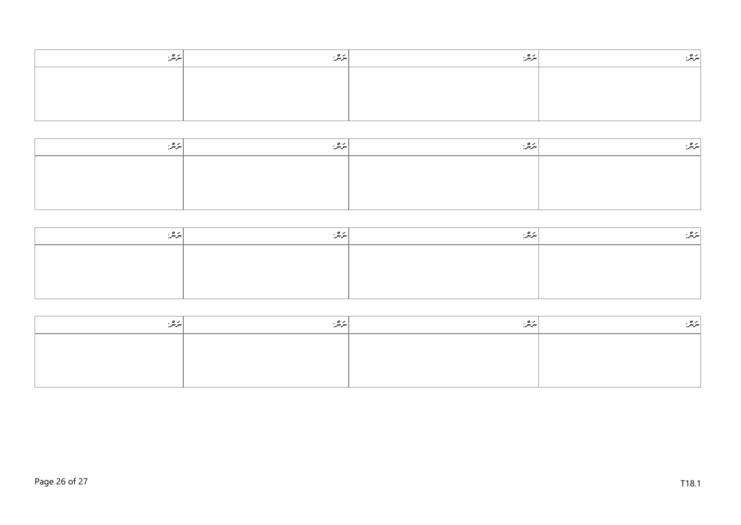| ىَرَىْش: | ىَرَىْش: | ىَرَىْش: | ىَرَىْش: |
| --- | --- | --- | --- |
| | | | |

| ىَرَىْش: | ىَرَىْش: | ىَرَىْش: | ىَرَىْش: |
| --- | --- | --- | --- |
| | | | |

| ىَرَىْش: | ىَرَىْش: | ىَرَىْش: | ىَرَىْش: |
| --- | --- | --- | --- |
| | | | |

| ىَرَىْش: | ىَرَىْش: | ىَرَىْش: | ىَرَىْش: |
| --- | --- | --- | --- |
| | | | |

T18.1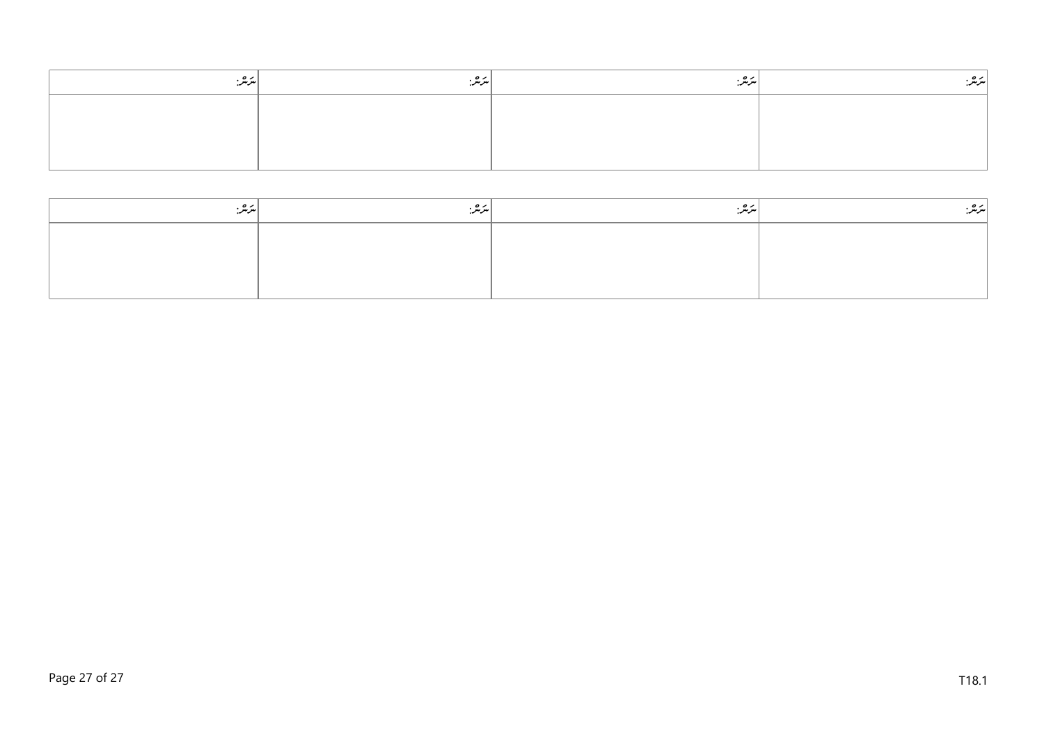| ނަރުދ: | ނަރުދ: | ނަރުދ: | ނަރުދ: |
| --- | --- | --- | --- |
| | | | |

| ނަރުދ: | ނަރުދ: | ނަރުދ: | ނަރުދ: |
| --- | --- | --- | --- |
| | | | |